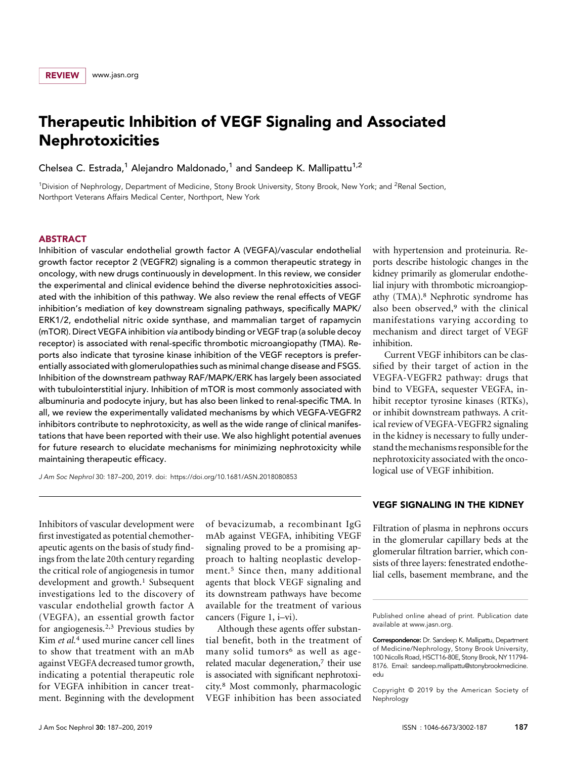REVIEW www.jasn.org

# Therapeutic Inhibition of VEGF Signaling and Associated Nephrotoxicities

Chelsea C. Estrada,[1] Alejandro Maldonado,[1] and Sandeep K. Mallipattu[1,2]

[1]Division of Nephrology, Department of Medicine, Stony Brook University, Stony Brook, New York; and [2]Renal Section, Northport Veterans Affairs Medical Center, Northport, New York

## ABSTRACT

Inhibition of vascular endothelial growth factor A (VEGFA)/vascular endothelial growth factor receptor 2 (VEGFR2) signaling is a common therapeutic strategy in oncology, with new drugs continuously in development. In this review, we consider the experimental and clinical evidence behind the diverse nephrotoxicities associated with the inhibition of this pathway. We also review the renal effects of VEGF inhibition's mediation of key downstream signaling pathways, specifically MAPK/ERK1/2, endothelial nitric oxide synthase, and mammalian target of rapamycin (mTOR). Direct VEGFA inhibition *via* antibody binding or VEGF trap (a soluble decoy receptor) is associated with renal-specific thrombotic microangiopathy (TMA). Reports also indicate that tyrosine kinase inhibition of the VEGF receptors is preferentially associated with glomerulopathies such as minimal change disease and FSGS. Inhibition of the downstream pathway RAF/MAPK/ERK has largely been associated with tubulointerstitial injury. Inhibition of mTOR is most commonly associated with albuminuria and podocyte injury, but has also been linked to renal-specific TMA. In all, we review the experimentally validated mechanisms by which VEGFA-VEGFR2 inhibitors contribute to nephrotoxicity, as well as the wide range of clinical manifestations that have been reported with their use. We also highlight potential avenues for future research to elucidate mechanisms for minimizing nephrotoxicity while maintaining therapeutic efficacy.

*J Am Soc Nephrol* 30: 187–200, 2019. doi: https://doi.org/10.1681/ASN.2018080853

Inhibitors of vascular development were first investigated as potential chemotherapeutic agents on the basis of study findings from the late 20th century regarding the critical role of angiogenesis in tumor development and growth.[1] Subsequent investigations led to the discovery of vascular endothelial growth factor A (VEGFA), an essential growth factor for angiogenesis.[2,3] Previous studies by Kim *et al.*[4] used murine cancer cell lines to show that treatment with an mAb against VEGFA decreased tumor growth, indicating a potential therapeutic role for VEGFA inhibition in cancer treatment. Beginning with the development of bevacizumab, a recombinant IgG mAb against VEGFA, inhibiting VEGF signaling proved to be a promising approach to halting neoplastic development.[5] Since then, many additional agents that block VEGF signaling and its downstream pathways have become available for the treatment of various cancers (Figure 1, i–vi).

Although these agents offer substantial benefit, both in the treatment of many solid tumors[6] as well as age-related macular degeneration,[7] their use is associated with significant nephrotoxicity.[8] Most commonly, pharmacologic VEGF inhibition has been associated with hypertension and proteinuria. Reports describe histologic changes in the kidney primarily as glomerular endothelial injury with thrombotic microangiopathy (TMA).[8] Nephrotic syndrome has also been observed,[9] with the clinical manifestations varying according to mechanism and direct target of VEGF inhibition.

Current VEGF inhibitors can be classified by their target of action in the VEGFA-VEGFR2 pathway: drugs that bind to VEGFA, sequester VEGFA, inhibit receptor tyrosine kinases (RTKs), or inhibit downstream pathways. A critical review of VEGFA-VEGFR2 signaling in the kidney is necessary to fully understand the mechanisms responsible for the nephrotoxicity associated with the oncological use of VEGF inhibition.

## VEGF SIGNALING IN THE KIDNEY

Filtration of plasma in nephrons occurs in the glomerular capillary beds at the glomerular filtration barrier, which consists of three layers: fenestrated endothelial cells, basement membrane, and the

Published online ahead of print. Publication date available at www.jasn.org.

**Correspondence:** Dr. Sandeep K. Mallipattu, Department of Medicine/Nephrology, Stony Brook University, 100 Nicolls Road, HSCT16-80E, Stony Brook, NY 11794-8176. Email: sandeep.mallipattu@stonybrookmedicine.edu

Copyright © 2019 by the American Society of Nephrology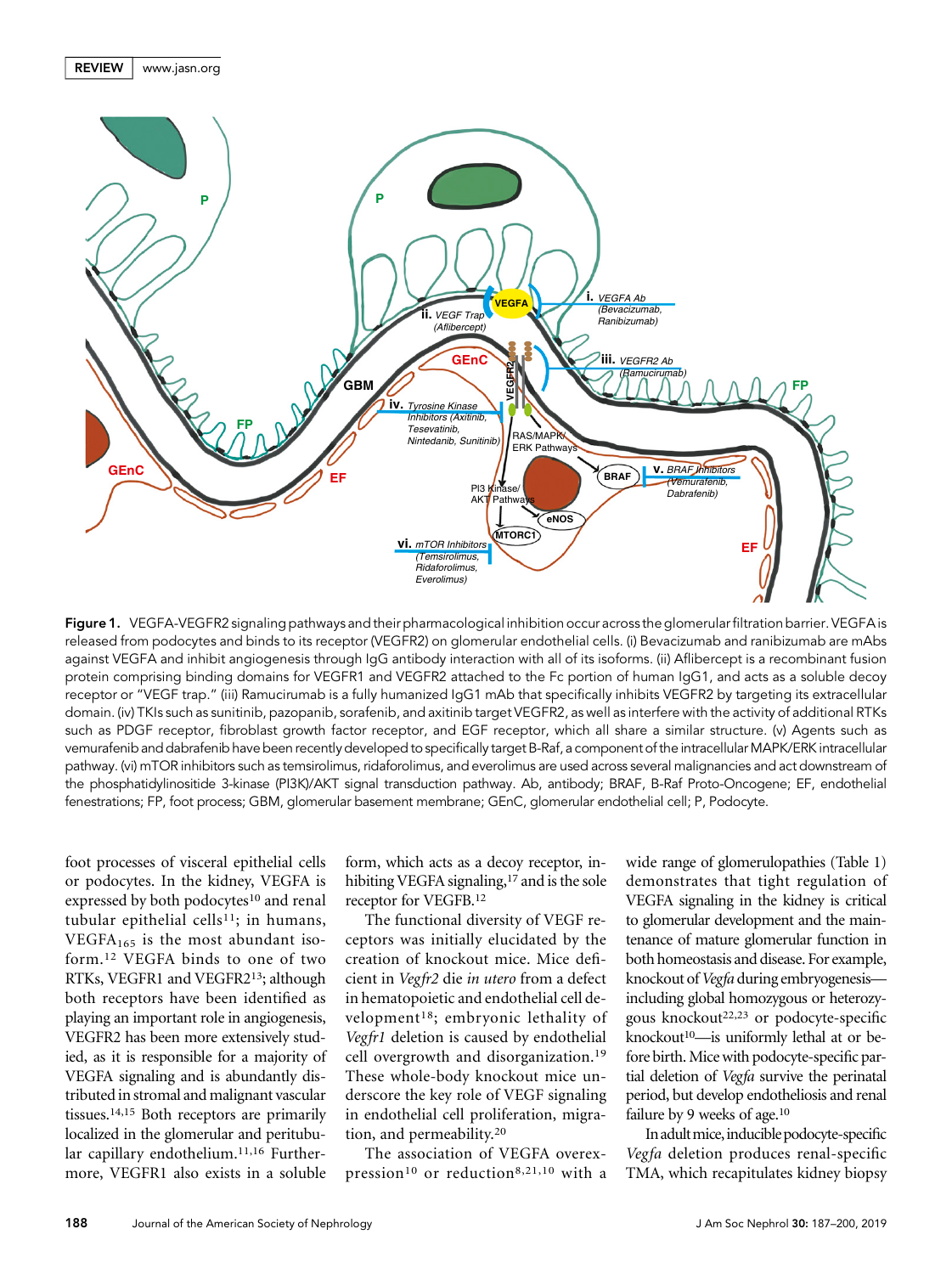Figure 1. VEGFA-VEGFR2 signaling pathways and their pharmacological inhibition occur across the glomerular filtration barrier. VEGFA is released from podocytes and binds to its receptor (VEGFR2) on glomerular endothelial cells. (i) Bevacizumab and ranibizumab are mAbs against VEGFA and inhibit angiogenesis through IgG antibody interaction with all of its isoforms. (ii) Aflibercept is a recombinant fusion protein comprising binding domains for VEGFR1 and VEGFR2 attached to the Fc portion of human IgG1, and acts as a soluble decoy receptor or "VEGF trap." (iii) Ramucirumab is a fully humanized IgG1 mAb that specifically inhibits VEGFR2 by targeting its extracellular domain. (iv) TKIs such as sunitinib, pazopanib, sorafenib, and axitinib target VEGFR2, as well as interfere with the activity of additional RTKs such as PDGF receptor, fibroblast growth factor receptor, and EGF receptor, which all share a similar structure. (v) Agents such as vemurafenib and dabrafenib have been recently developed to specifically target B-Raf, a component of the intracellular MAPK/ERK intracellular pathway. (vi) mTOR inhibitors such as temsirolimus, ridaforolimus, and everolimus are used across several malignancies and act downstream of the phosphatidylinositide 3-kinase (PI3K)/AKT signal transduction pathway. Ab, antibody; BRAF, B-Raf Proto-Oncogene; EF, endothelial fenestrations; FP, foot process; GBM, glomerular basement membrane; GEnC, glomerular endothelial cell; P, Podocyte.

foot processes of visceral epithelial cells or podocytes. In the kidney, VEGFA is expressed by both podocytes[10] and renal tubular epithelial cells[11]; in humans, $VEGFA_{165}$ is the most abundant isoform.[12] VEGFA binds to one of two RTKs, VEGFR1 and VEGFR2[13]; although both receptors have been identified as playing an important role in angiogenesis, VEGFR2 has been more extensively studied, as it is responsible for a majority of VEGFA signaling and is abundantly distributed in stromal and malignant vascular tissues.[14,15] Both receptors are primarily localized in the glomerular and peritubular capillary endothelium.[11,16] Furthermore, VEGFR1 also exists in a soluble form, which acts as a decoy receptor, inhibiting VEGFA signaling,[17] and is the sole receptor for VEGFB.[12]

The functional diversity of VEGF receptors was initially elucidated by the creation of knockout mice. Mice deficient in *Vegfr2* die *in utero* from a defect in hematopoietic and endothelial cell development[18]; embryonic lethality of *Vegfr1* deletion is caused by endothelial cell overgrowth and disorganization.[19] These whole-body knockout mice underscore the key role of VEGF signaling in endothelial cell proliferation, migration, and permeability.[20]

The association of VEGFA overexpression[10] or reduction[8,21,10] with a wide range of glomerulopathies (Table 1) demonstrates that tight regulation of VEGFA signaling in the kidney is critical to glomerular development and the maintenance of mature glomerular function in both homeostasis and disease. For example, knockout of *Vegfa* during embryogenesis—including global homozygous or heterozygous knockout[22,23] or podocyte-specific knockout[10]—is uniformly lethal at or before birth. Mice with podocyte-specific partial deletion of *Vegfa* survive the perinatal period, but develop endotheliosis and renal failure by 9 weeks of age.[10]

In adult mice, inducible podocyte-specific *Vegfa* deletion produces renal-specific TMA, which recapitulates kidney biopsy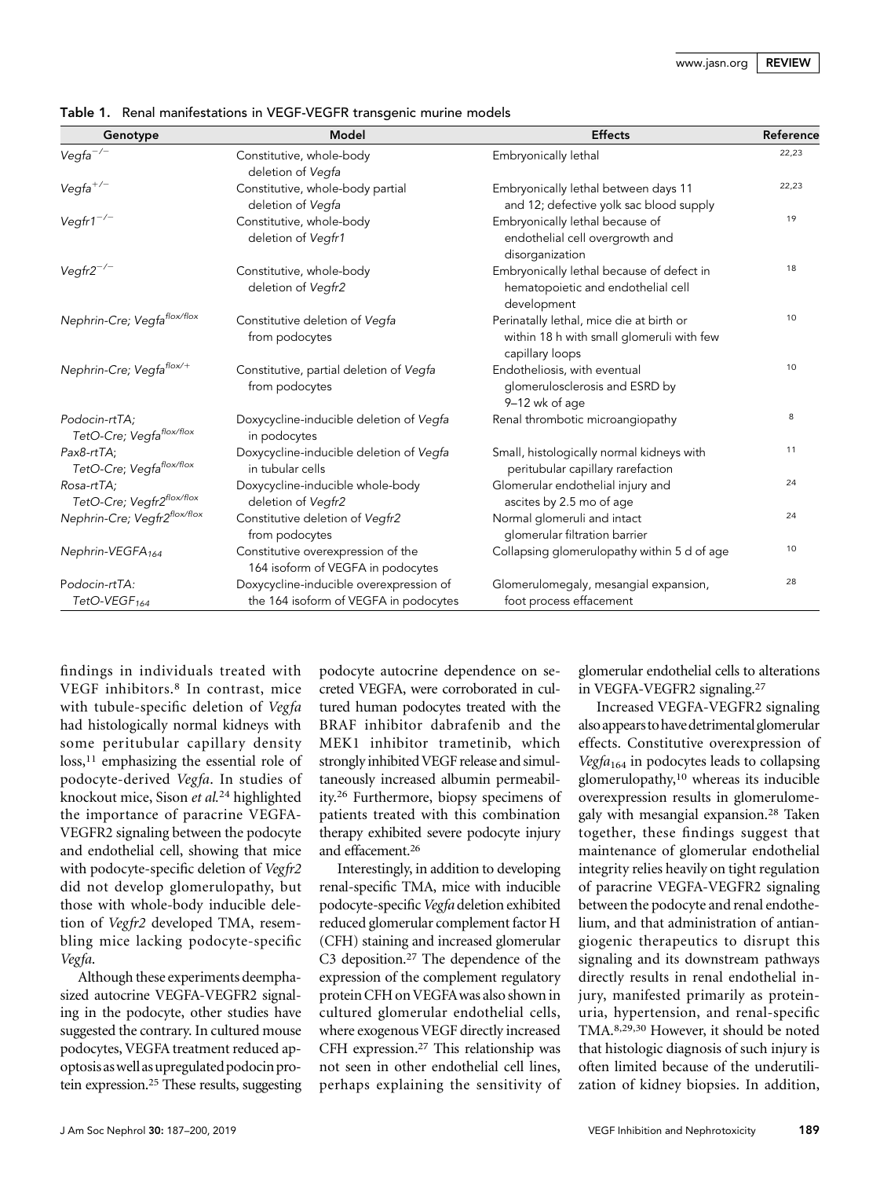Table 1. Renal manifestations in VEGF-VEGFR transgenic murine models

| Genotype | Model | Effects | Reference |
|---|---|---|---|
| *Vegfa*$^{-/-}$ | Constitutive, whole-body deletion of *Vegfa* | Embryonically lethal | 22,23 |
| *Vegfa*$^{+/-}$ | Constitutive, whole-body partial deletion of *Vegfa* | Embryonically lethal between days 11 and 12; defective yolk sac blood supply | 22,23 |
| *Vegfr1*$^{-/-}$ | Constitutive, whole-body deletion of *Vegfr1* | Embryonically lethal because of endothelial cell overgrowth and disorganization | 19 |
| *Vegfr2*$^{-/-}$ | Constitutive, whole-body deletion of *Vegfr2* | Embryonically lethal because of defect in hematopoietic and endothelial cell development | 18 |
| *Nephrin-Cre; Vegfa*$^{flox/flox}$ | Constitutive deletion of *Vegfa* from podocytes | Perinatally lethal, mice die at birth or within 18 h with small glomeruli with few capillary loops | 10 |
| *Nephrin-Cre; Vegfa*$^{flox/+}$ | Constitutive, partial deletion of *Vegfa* from podocytes | Endotheliosis, with eventual glomerulosclerosis and ESRD by 9–12 wk of age | 10 |
| *Podocin-rtTA; TetO-Cre; Vegfa*$^{flox/flox}$ | Doxycycline-inducible deletion of *Vegfa* in podocytes | Renal thrombotic microangiopathy | 8 |
| *Pax8-rtTA; TetO-Cre; Vegfa*$^{flox/flox}$ | Doxycycline-inducible deletion of *Vegfa* in tubular cells | Small, histologically normal kidneys with peritubular capillary rarefaction | 11 |
| *Rosa-rtTA; TetO-Cre; Vegfr2*$^{flox/flox}$ | Doxycycline-inducible whole-body deletion of *Vegfr2* | Glomerular endothelial injury and ascites by 2.5 mo of age | 24 |
| *Nephrin-Cre; Vegfr2*$^{flox/flox}$ | Constitutive deletion of *Vegfr2* from podocytes | Normal glomeruli and intact glomerular filtration barrier | 24 |
| *Nephrin-VEGFA*$_{164}$ | Constitutive overexpression of the 164 isoform of VEGFA in podocytes | Collapsing glomerulopathy within 5 d of age | 10 |
| Podocin-rtTA: TetO-VEGF$_{164}$ | Doxycycline-inducible overexpression of the 164 isoform of VEGFA in podocytes | Glomerulomegaly, mesangial expansion, foot process effacement | 28 |

findings in individuals treated with VEGF inhibitors.[8] In contrast, mice with tubule-specific deletion of *Vegfa* had histologically normal kidneys with some peritubular capillary density loss,[11] emphasizing the essential role of podocyte-derived *Vegfa*. In studies of knockout mice, Sison *et al.*[24] highlighted the importance of paracrine VEGFA-VEGFR2 signaling between the podocyte and endothelial cell, showing that mice with podocyte-specific deletion of *Vegfr2* did not develop glomerulopathy, but those with whole-body inducible deletion of *Vegfr2* developed TMA, resembling mice lacking podocyte-specific *Vegfa*.

Although these experiments deemphasized autocrine VEGFA-VEGFR2 signaling in the podocyte, other studies have suggested the contrary. In cultured mouse podocytes, VEGFA treatment reduced apoptosis as well as upregulated podocin protein expression.[25] These results, suggesting podocyte autocrine dependence on secreted VEGFA, were corroborated in cultured human podocytes treated with the BRAF inhibitor dabrafenib and the MEK1 inhibitor trametinib, which strongly inhibited VEGF release and simultaneously increased albumin permeability.[26] Furthermore, biopsy specimens of patients treated with this combination therapy exhibited severe podocyte injury and effacement.[26]

Interestingly, in addition to developing renal-specific TMA, mice with inducible podocyte-specific *Vegfa* deletion exhibited reduced glomerular complement factor H (CFH) staining and increased glomerular C3 deposition.[27] The dependence of the expression of the complement regulatory protein CFH on VEGFA was also shown in cultured glomerular endothelial cells, where exogenous VEGF directly increased CFH expression.[27] This relationship was not seen in other endothelial cell lines, perhaps explaining the sensitivity of glomerular endothelial cells to alterations in VEGFA-VEGFR2 signaling.[27]

Increased VEGFA-VEGFR2 signaling also appears to have detrimental glomerular effects. Constitutive overexpression of *Vegfa*$_{164}$ in podocytes leads to collapsing glomerulopathy,[10] whereas its inducible overexpression results in glomerulomegaly with mesangial expansion.[28] Taken together, these findings suggest that maintenance of glomerular endothelial integrity relies heavily on tight regulation of paracrine VEGFA-VEGFR2 signaling between the podocyte and renal endothelium, and that administration of antiangiogenic therapeutics to disrupt this signaling and its downstream pathways directly results in renal endothelial injury, manifested primarily as proteinuria, hypertension, and renal-specific TMA.[8,29,30] However, it should be noted that histologic diagnosis of such injury is often limited because of the underutilization of kidney biopsies. In addition,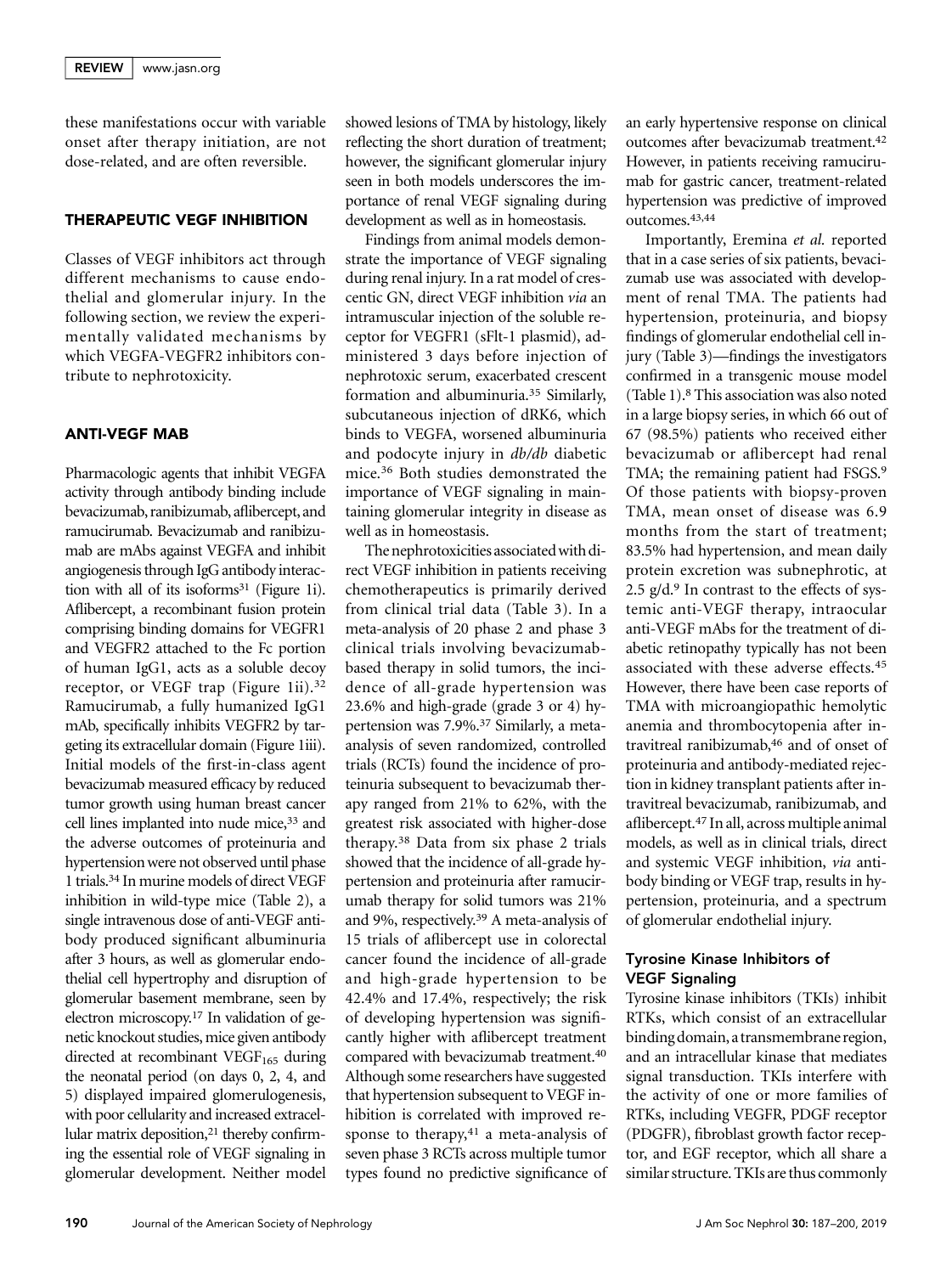these manifestations occur with variable onset after therapy initiation, are not dose-related, and are often reversible.

## THERAPEUTIC VEGF INHIBITION

Classes of VEGF inhibitors act through different mechanisms to cause endothelial and glomerular injury. In the following section, we review the experimentally validated mechanisms by which VEGFA-VEGFR2 inhibitors contribute to nephrotoxicity.

## ANTI-VEGF MAB

Pharmacologic agents that inhibit VEGFA activity through antibody binding include bevacizumab, ranibizumab, aflibercept, and ramucirumab. Bevacizumab and ranibizumab are mAbs against VEGFA and inhibit angiogenesis through IgG antibody interaction with all of its isoforms[31] (Figure 1i). Aflibercept, a recombinant fusion protein comprising binding domains for VEGFR1 and VEGFR2 attached to the Fc portion of human IgG1, acts as a soluble decoy receptor, or VEGF trap (Figure 1ii).[32] Ramucirumab, a fully humanized IgG1 mAb, specifically inhibits VEGFR2 by targeting its extracellular domain (Figure 1iii). Initial models of the first-in-class agent bevacizumab measured efficacy by reduced tumor growth using human breast cancer cell lines implanted into nude mice,[33] and the adverse outcomes of proteinuria and hypertension were not observed until phase 1 trials.[34] In murine models of direct VEGF inhibition in wild-type mice (Table 2), a single intravenous dose of anti-VEGF antibody produced significant albuminuria after 3 hours, as well as glomerular endothelial cell hypertrophy and disruption of glomerular basement membrane, seen by electron microscopy.[17] In validation of genetic knockout studies, mice given antibody directed at recombinant $VEGF_{165}$ during the neonatal period (on days 0, 2, 4, and 5) displayed impaired glomerulogenesis, with poor cellularity and increased extracellular matrix deposition,[21] thereby confirming the essential role of VEGF signaling in glomerular development. Neither model showed lesions of TMA by histology, likely reflecting the short duration of treatment; however, the significant glomerular injury seen in both models underscores the importance of renal VEGF signaling during development as well as in homeostasis.

Findings from animal models demonstrate the importance of VEGF signaling during renal injury. In a rat model of crescentic GN, direct VEGF inhibition *via* an intramuscular injection of the soluble receptor for VEGFR1 (sFlt-1 plasmid), administered 3 days before injection of nephrotoxic serum, exacerbated crescent formation and albuminuria.[35] Similarly, subcutaneous injection of dRK6, which binds to VEGFA, worsened albuminuria and podocyte injury in *db/db* diabetic mice.[36] Both studies demonstrated the importance of VEGF signaling in maintaining glomerular integrity in disease as well as in homeostasis.

The nephrotoxicities associated with direct VEGF inhibition in patients receiving chemotherapeutics is primarily derived from clinical trial data (Table 3). In a meta-analysis of 20 phase 2 and phase 3 clinical trials involving bevacizumab-based therapy in solid tumors, the incidence of all-grade hypertension was 23.6% and high-grade (grade 3 or 4) hypertension was 7.9%.[37] Similarly, a meta-analysis of seven randomized, controlled trials (RCTs) found the incidence of proteinuria subsequent to bevacizumab therapy ranged from 21% to 62%, with the greatest risk associated with higher-dose therapy.[38] Data from six phase 2 trials showed that the incidence of all-grade hypertension and proteinuria after ramucirumab therapy for solid tumors was 21% and 9%, respectively.[39] A meta-analysis of 15 trials of aflibercept use in colorectal cancer found the incidence of all-grade and high-grade hypertension to be 42.4% and 17.4%, respectively; the risk of developing hypertension was significantly higher with aflibercept treatment compared with bevacizumab treatment.[40] Although some researchers have suggested that hypertension subsequent to VEGF inhibition is correlated with improved response to therapy,[41] a meta-analysis of seven phase 3 RCTs across multiple tumor types found no predictive significance of an early hypertensive response on clinical outcomes after bevacizumab treatment.[42] However, in patients receiving ramucirumab for gastric cancer, treatment-related hypertension was predictive of improved outcomes.[43,44]

Importantly, Eremina *et al.* reported that in a case series of six patients, bevacizumab use was associated with development of renal TMA. The patients had hypertension, proteinuria, and biopsy findings of glomerular endothelial cell injury (Table 3)—findings the investigators confirmed in a transgenic mouse model (Table 1).[8] This association was also noted in a large biopsy series, in which 66 out of 67 (98.5%) patients who received either bevacizumab or aflibercept had renal TMA; the remaining patient had FSGS.[9] Of those patients with biopsy-proven TMA, mean onset of disease was 6.9 months from the start of treatment; 83.5% had hypertension, and mean daily protein excretion was subnephrotic, at 2.5 g/d.[9] In contrast to the effects of systemic anti-VEGF therapy, intraocular anti-VEGF mAbs for the treatment of diabetic retinopathy typically has not been associated with these adverse effects.[45] However, there have been case reports of TMA with microangiopathic hemolytic anemia and thrombocytopenia after intravitreal ranibizumab,[46] and of onset of proteinuria and antibody-mediated rejection in kidney transplant patients after intravitreal bevacizumab, ranibizumab, and aflibercept.[47] In all, across multiple animal models, as well as in clinical trials, direct and systemic VEGF inhibition, *via* antibody binding or VEGF trap, results in hypertension, proteinuria, and a spectrum of glomerular endothelial injury.

### Tyrosine Kinase Inhibitors of VEGF Signaling

Tyrosine kinase inhibitors (TKIs) inhibit RTKs, which consist of an extracellular binding domain, a transmembrane region, and an intracellular kinase that mediates signal transduction. TKIs interfere with the activity of one or more families of RTKs, including VEGFR, PDGF receptor (PDGFR), fibroblast growth factor receptor, and EGF receptor, which all share a similar structure. TKIs are thus commonly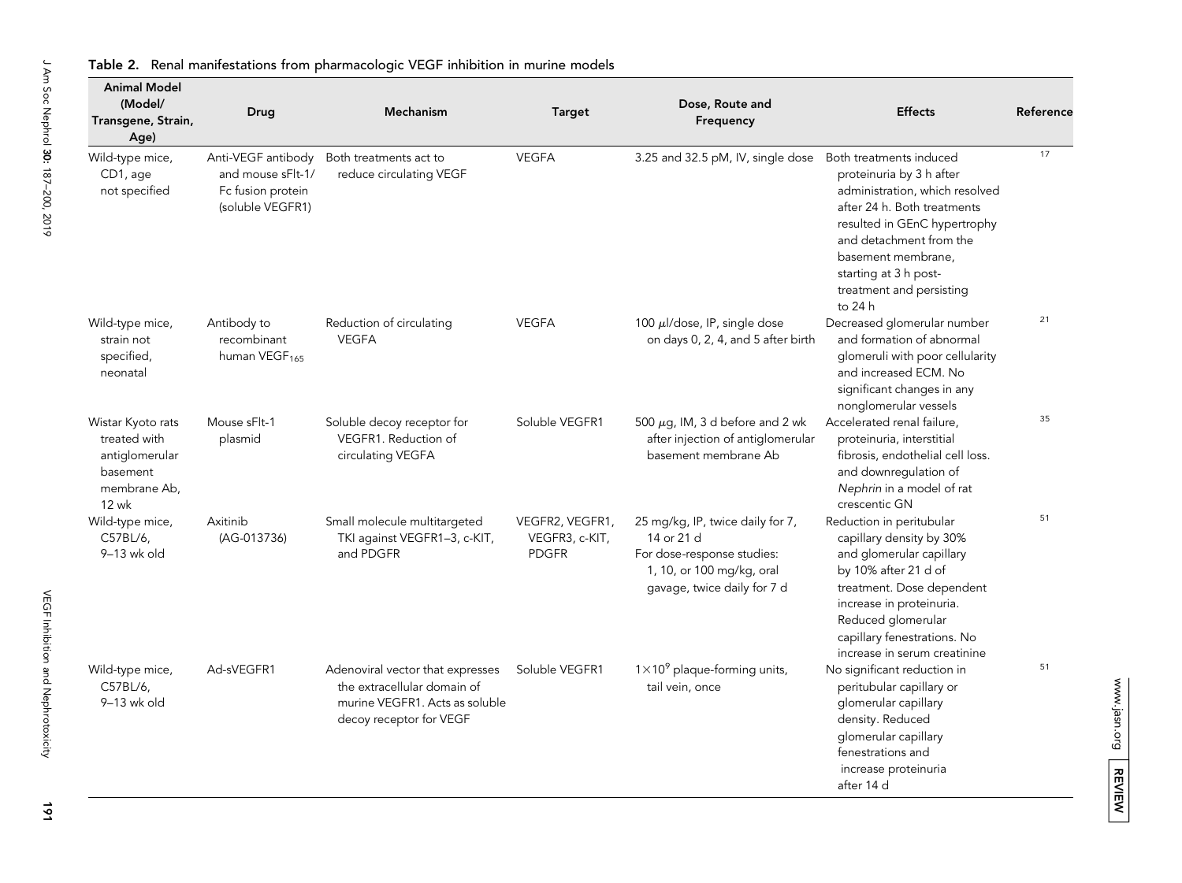**Table 2.** Renal manifestations from pharmacologic VEGF inhibition in murine models

| Animal Model (Model/ Transgene, Strain, Age) | Drug | Mechanism | Target | Dose, Route and Frequency | Effects | Reference |
|---|---|---|---|---|---|---|
| Wild-type mice, CD1, age not specified | Anti-VEGF antibody and mouse sFlt-1/ Fc fusion protein (soluble VEGFR1) | Both treatments act to reduce circulating VEGF | VEGFA | 3.25 and 32.5 pM, IV, single dose | Both treatments induced proteinuria by 3 h after administration, which resolved after 24 h. Both treatments resulted in GEnC hypertrophy and detachment from the basement membrane, starting at 3 h post-treatment and persisting to 24 h | 17 |
| Wild-type mice, strain not specified, neonatal | Antibody to recombinant human $VEGF_{165}$ | Reduction of circulating VEGFA | VEGFA | 100 $\mu$l/dose, IP, single dose on days 0, 2, 4, and 5 after birth | Decreased glomerular number and formation of abnormal glomeruli with poor cellularity and increased ECM. No significant changes in any nonglomerular vessels | 21 |
| Wistar Kyoto rats treated with antiglomerular basement membrane Ab, 12 wk | Mouse sFlt-1 plasmid | Soluble decoy receptor for VEGFR1. Reduction of circulating VEGFA | Soluble VEGFR1 | 500 $\mu$g, IM, 3 d before and 2 wk after injection of antiglomerular basement membrane Ab | Accelerated renal failure, proteinuria, interstitial fibrosis, endothelial cell loss. and downregulation of *Nephrin* in a model of rat crescentic GN | 35 |
| Wild-type mice, C57BL/6, 9–13 wk old | Axitinib (AG-013736) | Small molecule multitargeted TKI against VEGFR1–3, c-KIT, and PDGFR | VEGFR2, VEGFR1, VEGFR3, c-KIT, PDGFR | 25 mg/kg, IP, twice daily for 7, 14 or 21 d<br>For dose-response studies: 1, 10, or 100 mg/kg, oral gavage, twice daily for 7 d | Reduction in peritubular capillary density by 30% and glomerular capillary by 10% after 21 d of treatment. Dose dependent increase in proteinuria. Reduced glomerular capillary fenestrations. No increase in serum creatinine | 51 |
| Wild-type mice, C57BL/6, 9–13 wk old | Ad-sVEGFR1 | Adenoviral vector that expresses the extracellular domain of murine VEGFR1. Acts as soluble decoy receptor for VEGF | Soluble VEGFR1 | $1\times10^9$ plaque-forming units, tail vein, once | No significant reduction in peritubular capillary or glomerular capillary density. Reduced glomerular capillary fenestrations and increase proteinuria after 14 d | 51 |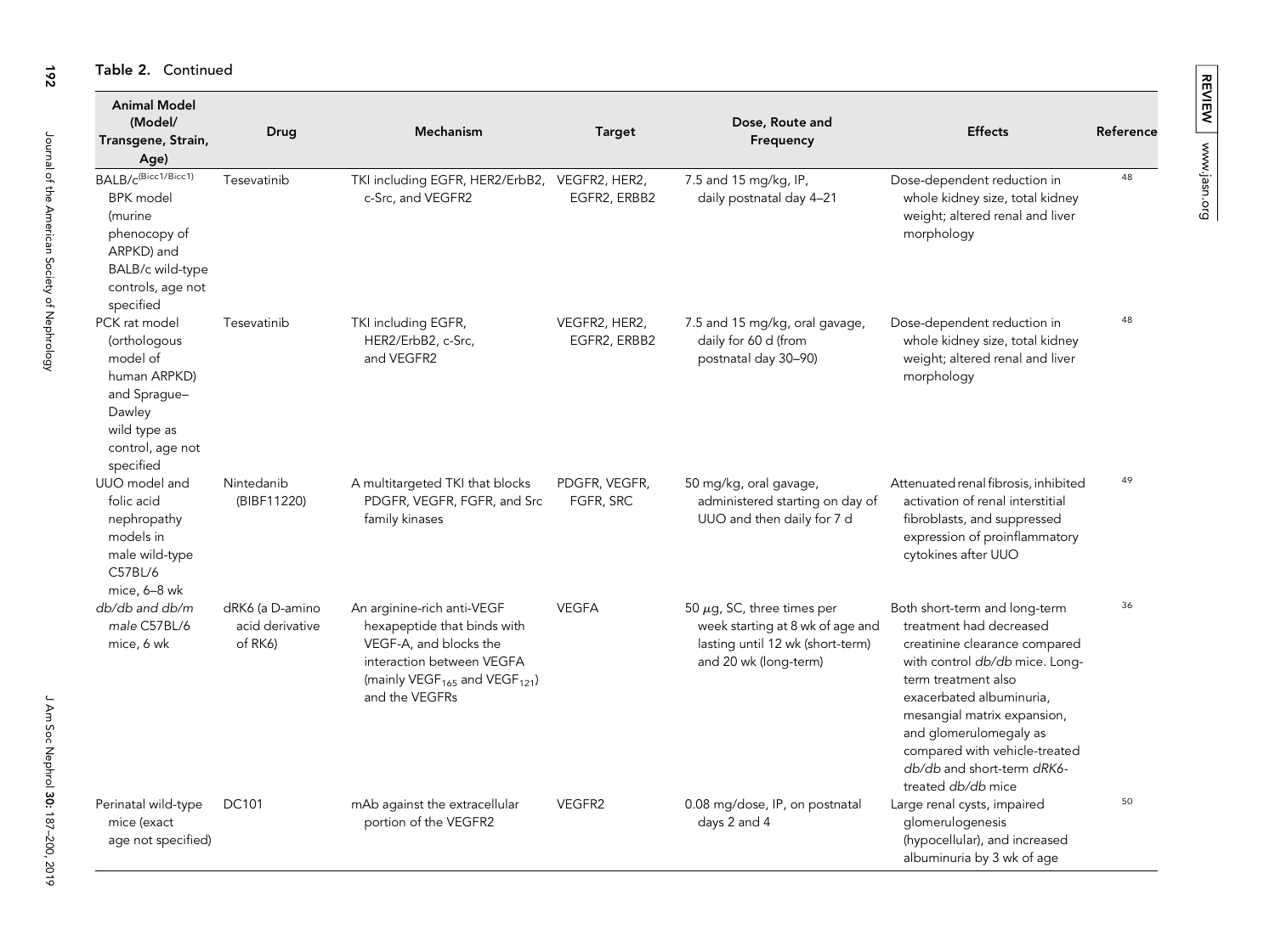**Table 2.** Continued

| Animal Model (Model/ Transgene, Strain, Age) | Drug | Mechanism | Target | Dose, Route and Frequency | Effects | Reference |
|---|---|---|---|---|---|---|
| BALB/c$^{(Bicc1/Bicc1)}$ BPK model (murine phenocopy of ARPKD) and BALB/c wild-type controls, age not specified | Tesevatinib | TKI including EGFR, HER2/ErbB2, c-Src, and VEGFR2 | VEGFR2, HER2, EGFR2, ERBB2 | 7.5 and 15 mg/kg, IP, daily postnatal day 4–21 | Dose-dependent reduction in whole kidney size, total kidney weight; altered renal and liver morphology | 48 |
| PCK rat model (orthologous model of human ARPKD) and Sprague–Dawley wild type as control, age not specified | Tesevatinib | TKI including EGFR, HER2/ErbB2, c-Src, and VEGFR2 | VEGFR2, HER2, EGFR2, ERBB2 | 7.5 and 15 mg/kg, oral gavage, daily for 60 d (from postnatal day 30–90) | Dose-dependent reduction in whole kidney size, total kidney weight; altered renal and liver morphology | 48 |
| UUO model and folic acid nephropathy models in male wild-type C57BL/6 mice, 6–8 wk | Nintedanib (BIBF11220) | A multitargeted TKI that blocks PDGFR, VEGFR, FGFR, and Src family kinases | PDGFR, VEGFR, FGFR, SRC | 50 mg/kg, oral gavage, administered starting on day of UUO and then daily for 7 d | Attenuated renal fibrosis, inhibited activation of renal interstitial fibroblasts, and suppressed expression of proinflammatory cytokines after UUO | 49 |
| *db/db* and *db/m* male C57BL/6 mice, 6 wk | dRK6 (a D-amino acid derivative of RK6) | An arginine-rich anti-VEGF hexapeptide that binds with VEGF-A, and blocks the interaction between VEGFA (mainly $VEGF_{165}$ and $VEGF_{121}$) and the VEGFRs | VEGFA | 50 $\mu$g, SC, three times per week starting at 8 wk of age and lasting until 12 wk (short-term) and 20 wk (long-term) | Both short-term and long-term treatment had decreased creatinine clearance compared with control *db/db* mice. Long-term treatment also exacerbated albuminuria, mesangial matrix expansion, and glomerulomegaly as compared with vehicle-treated *db/db* and short-term *dRK6*-treated *db/db* mice | 36 |
| Perinatal wild-type mice (exact age not specified) | DC101 | mAb against the extracellular portion of the VEGFR2 | VEGFR2 | 0.08 mg/dose, IP, on postnatal days 2 and 4 | Large renal cysts, impaired glomerulogenesis (hypocellular), and increased albuminuria by 3 wk of age | 50 |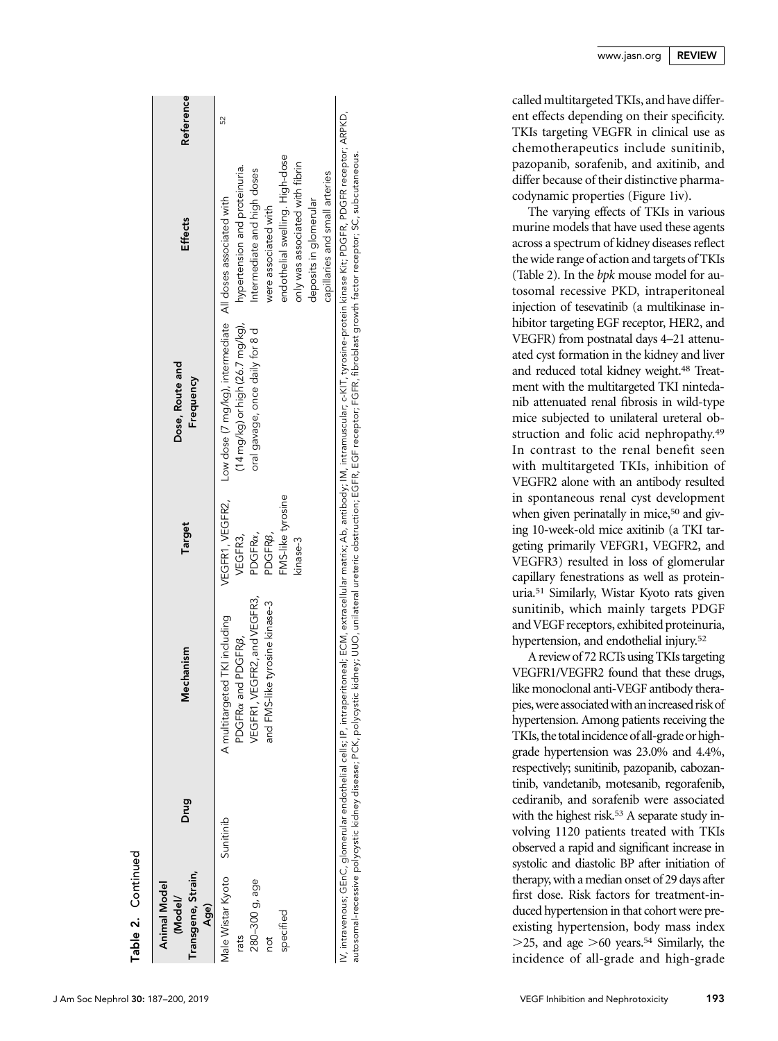Table 2. Continued

| Animal Model (Model/ Transgene, Strain, Age) | Drug | Mechanism | Target | Dose, Route and Frequency | Effects | Reference |
|---|---|---|---|---|---|---|
| Male Wistar Kyoto rats 280–300 g, age not specified | Sunitinib | A multitargeted TKI including PDGFRα and PDGFRβ, VEGFR1, VEGFR2, and VEGFR3, and FMS-like tyrosine kinase-3 | VEGFR1, VEGFR2, VEGFR3, PDGFRα, PDGFRβ, FMS-like tyrosine kinase-3 | Low dose (7 mg/kg), intermediate (14 mg/kg) or high (26.7 mg/kg), oral gavage, once daily for 8 d | All doses associated with hypertension and proteinuria. Intermediate and high doses were associated with endothelial swelling. High-dose only was associated with fibrin deposits in glomerular capillaries and small arteries | 52 |

IV, intravenous; GEnC, glomerular endothelial cells; IP, intraperitoneal; ECM, extracellular matrix; Ab, antibody; IM, intramuscular; c-KIT, tyrosine-protein kinase Kit; PDGFR, PDGFR receptor; ARPKD, autosomal-recessive polycystic kidney disease; PCK, polycystic kidney; UUO, unilateral ureteric obstruction; EGFR, EGF receptor; FGFR, fibroblast growth factor receptor; SC, subcutaneous.

called multitargeted TKIs, and have different effects depending on their specificity. TKIs targeting VEGFR in clinical use as chemotherapeutics include sunitinib, pazopanib, sorafenib, and axitinib, and differ because of their distinctive pharmacodynamic properties (Figure 1iv).

The varying effects of TKIs in various murine models that have used these agents across a spectrum of kidney diseases reflect the wide range of action and targets of TKIs (Table 2). In the *bpk* mouse model for autosomal recessive PKD, intraperitoneal injection of tesevatinib (a multikinase inhibitor targeting EGF receptor, HER2, and VEGFR) from postnatal days 4–21 attenuated cyst formation in the kidney and liver and reduced total kidney weight.[48] Treatment with the multitargeted TKI nintedanib attenuated renal fibrosis in wild-type mice subjected to unilateral ureteral obstruction and folic acid nephropathy.[49] In contrast to the renal benefit seen with multitargeted TKIs, inhibition of VEGFR2 alone with an antibody resulted in spontaneous renal cyst development when given perinatally in mice,[50] and giving 10-week-old mice axitinib (a TKI targeting primarily VEFGR1, VEGFR2, and VEGFR3) resulted in loss of glomerular capillary fenestrations as well as proteinuria.[51] Similarly, Wistar Kyoto rats given sunitinib, which mainly targets PDGF and VEGF receptors, exhibited proteinuria, hypertension, and endothelial injury.[52]

A review of 72 RCTs using TKIs targeting VEGFR1/VEGFR2 found that these drugs, like monoclonal anti-VEGF antibody therapies, were associated with an increased risk of hypertension. Among patients receiving the TKIs, the total incidence of all-grade or high-grade hypertension was 23.0% and 4.4%, respectively; sunitinib, pazopanib, cabozantinib, vandetanib, motesanib, regorafenib, cediranib, and sorafenib were associated with the highest risk.[53] A separate study involving 1120 patients treated with TKIs observed a rapid and significant increase in systolic and diastolic BP after initiation of therapy, with a median onset of 29 days after first dose. Risk factors for treatment-induced hypertension in that cohort were preexisting hypertension, body mass index $>25$, and age $>60$ years.[54] Similarly, the incidence of all-grade and high-grade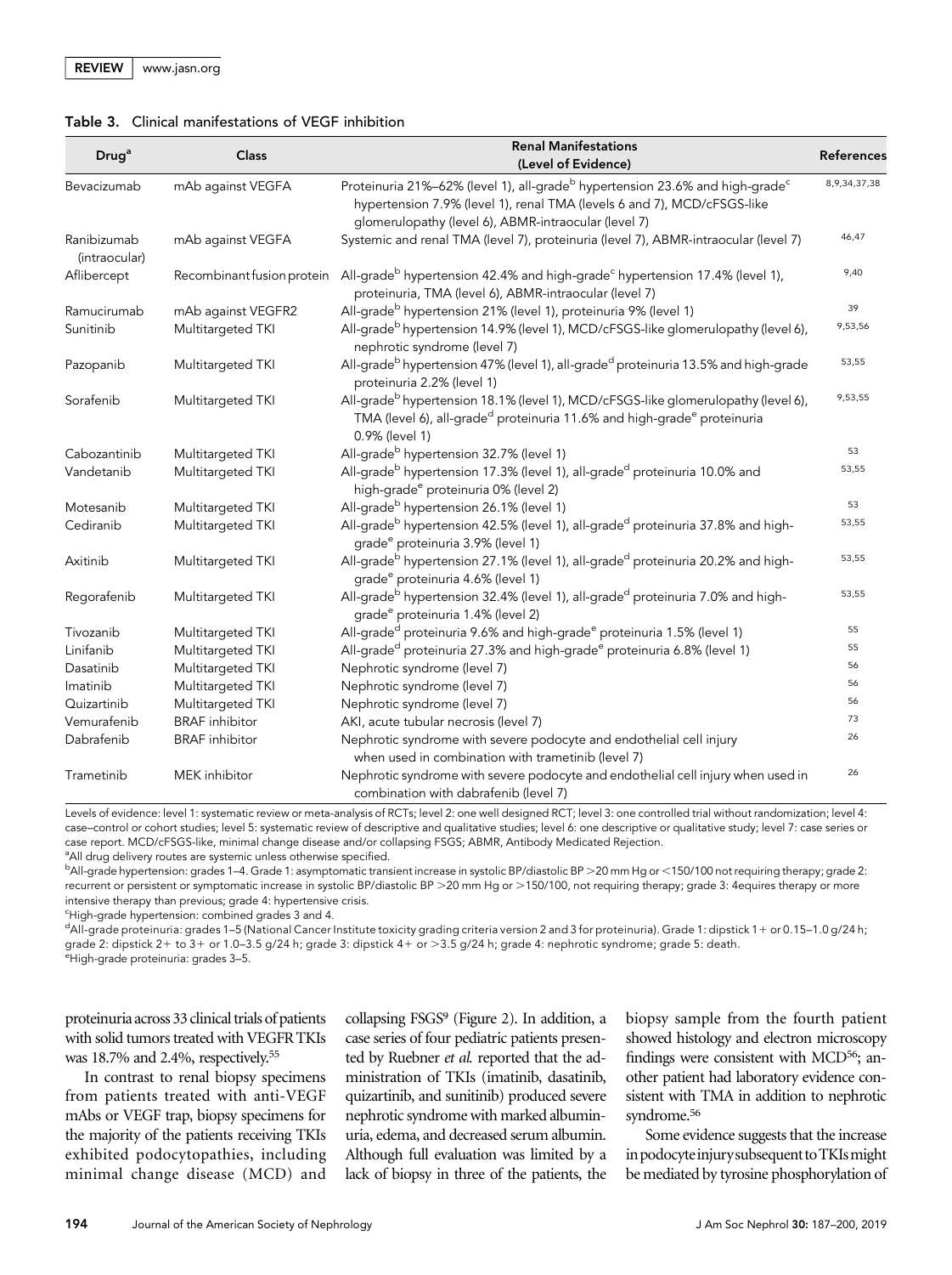**Table 3.** Clinical manifestations of VEGF inhibition

| Drug[a] | Class | Renal Manifestations (Level of Evidence) | References |
|---|---|---|---|
| Bevacizumab | mAb against VEGFA | Proteinuria 21%–62% (level 1), all-grade[b] hypertension 23.6% and high-grade[c] hypertension 7.9% (level 1), renal TMA (levels 6 and 7), MCD/cFSGS-like glomerulopathy (level 6), ABMR-intraocular (level 7) | 8,9,34,37,38 |
| Ranibizumab (intraocular) | mAb against VEGFA | Systemic and renal TMA (level 7), proteinuria (level 7), ABMR-intraocular (level 7) | 46,47 |
| Aflibercept | Recombinant fusion protein | All-grade[b] hypertension 42.4% and high-grade[c] hypertension 17.4% (level 1), proteinuria, TMA (level 6), ABMR-intraocular (level 7) | 9,40 |
| Ramucirumab | mAb against VEGFR2 | All-grade[b] hypertension 21% (level 1), proteinuria 9% (level 1) | 39 |
| Sunitinib | Multitargeted TKI | All-grade[b] hypertension 14.9% (level 1), MCD/cFSGS-like glomerulopathy (level 6), nephrotic syndrome (level 7) | 9,53,56 |
| Pazopanib | Multitargeted TKI | All-grade[b] hypertension 47% (level 1), all-grade[d] proteinuria 13.5% and high-grade proteinuria 2.2% (level 1) | 53,55 |
| Sorafenib | Multitargeted TKI | All-grade[b] hypertension 18.1% (level 1), MCD/cFSGS-like glomerulopathy (level 6), TMA (level 6), all-grade[d] proteinuria 11.6% and high-grade[e] proteinuria 0.9% (level 1) | 9,53,55 |
| Cabozantinib | Multitargeted TKI | All-grade[b] hypertension 32.7% (level 1) | 53 |
| Vandetanib | Multitargeted TKI | All-grade[b] hypertension 17.3% (level 1), all-grade[d] proteinuria 10.0% and high-grade[e] proteinuria 0% (level 2) | 53,55 |
| Motesanib | Multitargeted TKI | All-grade[b] hypertension 26.1% (level 1) | 53 |
| Cediranib | Multitargeted TKI | All-grade[b] hypertension 42.5% (level 1), all-grade[d] proteinuria 37.8% and high-grade[e] proteinuria 3.9% (level 1) | 53,55 |
| Axitinib | Multitargeted TKI | All-grade[b] hypertension 27.1% (level 1), all-grade[d] proteinuria 20.2% and high-grade[e] proteinuria 4.6% (level 1) | 53,55 |
| Regorafenib | Multitargeted TKI | All-grade[b] hypertension 32.4% (level 1), all-grade[d] proteinuria 7.0% and high-grade[e] proteinuria 1.4% (level 2) | 53,55 |
| Tivozanib | Multitargeted TKI | All-grade[d] proteinuria 9.6% and high-grade[e] proteinuria 1.5% (level 1) | 55 |
| Linifanib | Multitargeted TKI | All-grade[d] proteinuria 27.3% and high-grade[e] proteinuria 6.8% (level 1) | 55 |
| Dasatinib | Multitargeted TKI | Nephrotic syndrome (level 7) | 56 |
| Imatinib | Multitargeted TKI | Nephrotic syndrome (level 7) | 56 |
| Quizartinib | Multitargeted TKI | Nephrotic syndrome (level 7) | 56 |
| Vemurafenib | BRAF inhibitor | AKI, acute tubular necrosis (level 7) | 73 |
| Dabrafenib | BRAF inhibitor | Nephrotic syndrome with severe podocyte and endothelial cell injury when used in combination with trametinib (level 7) | 26 |
| Trametinib | MEK inhibitor | Nephrotic syndrome with severe podocyte and endothelial cell injury when used in combination with dabrafenib (level 7) | 26 |

Levels of evidence: level 1: systematic review or meta-analysis of RCTs; level 2: one well designed RCT; level 3: one controlled trial without randomization; level 4: case–control or cohort studies; level 5: systematic review of descriptive and qualitative studies; level 6: one descriptive or qualitative study; level 7: case series or case report. MCD/cFSGS-like, minimal change disease and/or collapsing FSGS; ABMR, Antibody Medicated Rejection.
[a]All drug delivery routes are systemic unless otherwise specified.
[b]All-grade hypertension: grades 1–4. Grade 1: asymptomatic transient increase in systolic BP/diastolic BP >20 mm Hg or <150/100 not requiring therapy; grade 2: recurrent or persistent or symptomatic increase in systolic BP/diastolic BP >20 mm Hg or >150/100, not requiring therapy; grade 3: 4equires therapy or more intensive therapy than previous; grade 4: hypertensive crisis.
[c]High-grade hypertension: combined grades 3 and 4.
[d]All-grade proteinuria: grades 1–5 (National Cancer Institute toxicity grading criteria version 2 and 3 for proteinuria). Grade 1: dipstick 1+ or 0.15–1.0 g/24 h; grade 2: dipstick 2+ to 3+ or 1.0–3.5 g/24 h; grade 3: dipstick 4+ or >3.5 g/24 h; grade 4: nephrotic syndrome; grade 5: death.
[e]High-grade proteinuria: grades 3–5.

proteinuria across 33 clinical trials of patients with solid tumors treated with VEGFR TKIs was 18.7% and 2.4%, respectively.[55]

In contrast to renal biopsy specimens from patients treated with anti-VEGF mAbs or VEGF trap, biopsy specimens for the majority of the patients receiving TKIs exhibited podocytopathies, including minimal change disease (MCD) and collapsing FSGS[9] (Figure 2). In addition, a case series of four pediatric patients presented by Ruebner *et al.* reported that the administration of TKIs (imatinib, dasatinib, quizartinib, and sunitinib) produced severe nephrotic syndrome with marked albuminuria, edema, and decreased serum albumin. Although full evaluation was limited by a lack of biopsy in three of the patients, the biopsy sample from the fourth patient showed histology and electron microscopy findings were consistent with MCD[56]; another patient had laboratory evidence consistent with TMA in addition to nephrotic syndrome.[56]

Some evidence suggests that the increase in podocyte injury subsequent to TKIs might be mediated by tyrosine phosphorylation of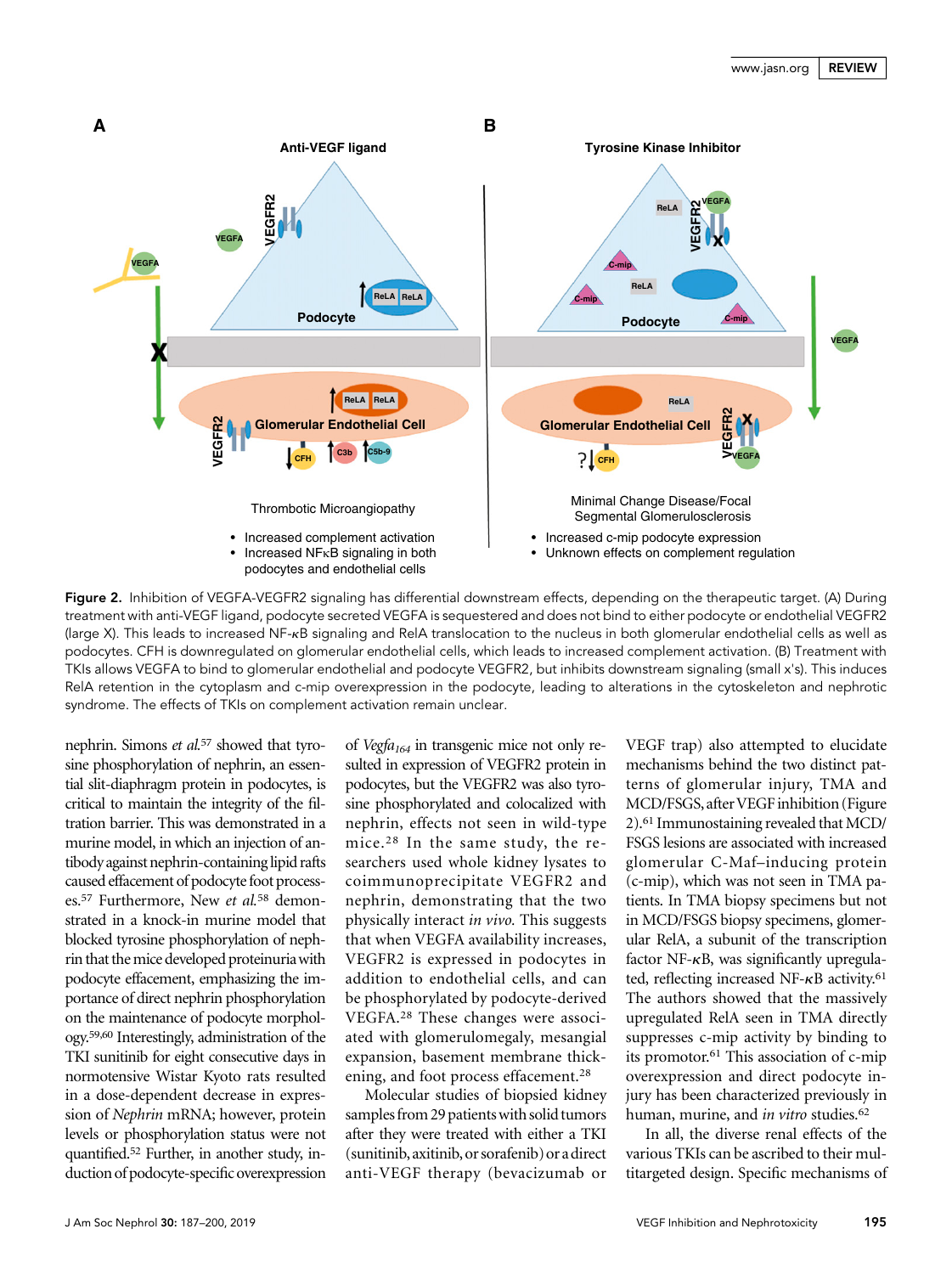**Figure 2.** Inhibition of VEGFA-VEGFR2 signaling has differential downstream effects, depending on the therapeutic target. (A) During treatment with anti-VEGF ligand, podocyte secreted VEGFA is sequestered and does not bind to either podocyte or endothelial VEGFR2 (large X). This leads to increased NF-κB signaling and RelA translocation to the nucleus in both glomerular endothelial cells as well as podocytes. CFH is downregulated on glomerular endothelial cells, which leads to increased complement activation. (B) Treatment with TKIs allows VEGFA to bind to glomerular endothelial and podocyte VEGFR2, but inhibits downstream signaling (small x's). This induces RelA retention in the cytoplasm and c-mip overexpression in the podocyte, leading to alterations in the cytoskeleton and nephrotic syndrome. The effects of TKIs on complement activation remain unclear.

nephrin. Simons *et al.*[57] showed that tyrosine phosphorylation of nephrin, an essential slit-diaphragm protein in podocytes, is critical to maintain the integrity of the filtration barrier. This was demonstrated in a murine model, in which an injection of antibody against nephrin-containing lipid rafts caused effacement of podocyte foot processes.[57] Furthermore, New *et al.*[58] demonstrated in a knock-in murine model that blocked tyrosine phosphorylation of nephrin that the mice developed proteinuria with podocyte effacement, emphasizing the importance of direct nephrin phosphorylation on the maintenance of podocyte morphology.[59,60] Interestingly, administration of the TKI sunitinib for eight consecutive days in normotensive Wistar Kyoto rats resulted in a dose-dependent decrease in expression of *Nephrin* mRNA; however, protein levels or phosphorylation status were not quantified.[52] Further, in another study, induction of podocyte-specific overexpression of *Vegfa*$_{164}$ in transgenic mice not only resulted in expression of VEGFR2 protein in podocytes, but the VEGFR2 was also tyrosine phosphorylated and colocalized with nephrin, effects not seen in wild-type mice.[28] In the same study, the researchers used whole kidney lysates to coimmunoprecipitate VEGFR2 and nephrin, demonstrating that the two physically interact *in vivo*. This suggests that when VEGFA availability increases, VEGFR2 is expressed in podocytes in addition to endothelial cells, and can be phosphorylated by podocyte-derived VEGFA.[28] These changes were associated with glomerulomegaly, mesangial expansion, basement membrane thickening, and foot process effacement.[28]

Molecular studies of biopsied kidney samples from 29 patients with solid tumors after they were treated with either a TKI (sunitinib, axitinib, or sorafenib) or a direct anti-VEGF therapy (bevacizumab or VEGF trap) also attempted to elucidate mechanisms behind the two distinct patterns of glomerular injury, TMA and MCD/FSGS, after VEGF inhibition (Figure 2).[61] Immunostaining revealed that MCD/FSGS lesions are associated with increased glomerular C-Maf–inducing protein (c-mip), which was not seen in TMA patients. In TMA biopsy specimens but not in MCD/FSGS biopsy specimens, glomerular RelA, a subunit of the transcription factor NF-κB, was significantly upregulated, reflecting increased NF-κB activity.[61] The authors showed that the massively upregulated RelA seen in TMA directly suppresses c-mip activity by binding to its promotor.[61] This association of c-mip overexpression and direct podocyte injury has been characterized previously in human, murine, and *in vitro* studies.[62]

In all, the diverse renal effects of the various TKIs can be ascribed to their multitargeted design. Specific mechanisms of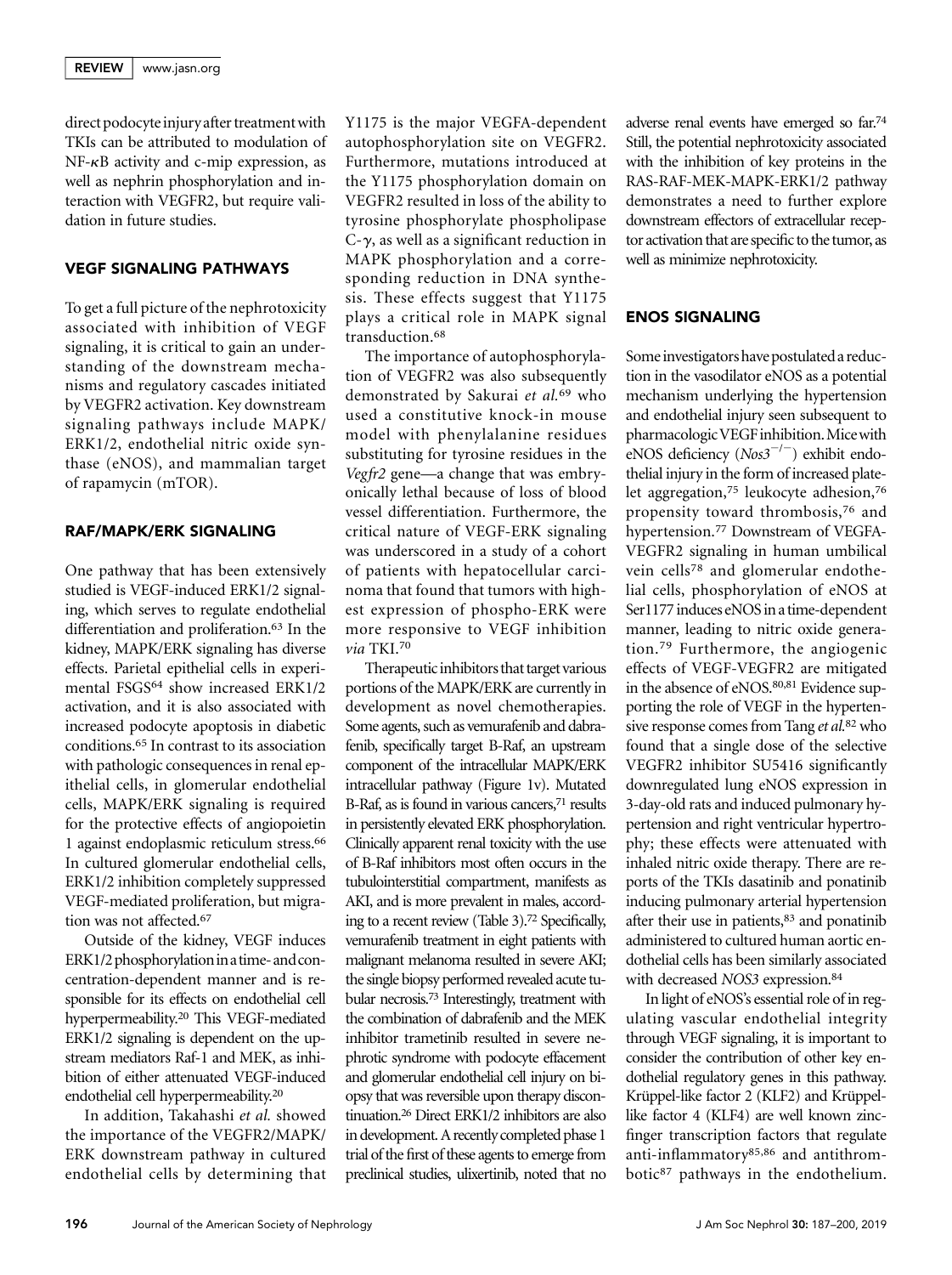direct podocyte injury after treatment with TKIs can be attributed to modulation of NF-κB activity and c-mip expression, as well as nephrin phosphorylation and interaction with VEGFR2, but require validation in future studies.

## VEGF SIGNALING PATHWAYS

To get a full picture of the nephrotoxicity associated with inhibition of VEGF signaling, it is critical to gain an understanding of the downstream mechanisms and regulatory cascades initiated by VEGFR2 activation. Key downstream signaling pathways include MAPK/ERK1/2, endothelial nitric oxide synthase (eNOS), and mammalian target of rapamycin (mTOR).

## RAF/MAPK/ERK SIGNALING

One pathway that has been extensively studied is VEGF-induced ERK1/2 signaling, which serves to regulate endothelial differentiation and proliferation.[63] In the kidney, MAPK/ERK signaling has diverse effects. Parietal epithelial cells in experimental FSGS[64] show increased ERK1/2 activation, and it is also associated with increased podocyte apoptosis in diabetic conditions.[65] In contrast to its association with pathologic consequences in renal epithelial cells, in glomerular endothelial cells, MAPK/ERK signaling is required for the protective effects of angiopoietin 1 against endoplasmic reticulum stress.[66] In cultured glomerular endothelial cells, ERK1/2 inhibition completely suppressed VEGF-mediated proliferation, but migration was not affected.[67]

Outside of the kidney, VEGF induces ERK1/2 phosphorylation in a time- and concentration-dependent manner and is responsible for its effects on endothelial cell hyperpermeability.[20] This VEGF-mediated ERK1/2 signaling is dependent on the upstream mediators Raf-1 and MEK, as inhibition of either attenuated VEGF-induced endothelial cell hyperpermeability.[20]

In addition, Takahashi *et al.* showed the importance of the VEGFR2/MAPK/ERK downstream pathway in cultured endothelial cells by determining that Y1175 is the major VEGFA-dependent autophosphorylation site on VEGFR2. Furthermore, mutations introduced at the Y1175 phosphorylation domain on VEGFR2 resulted in loss of the ability to tyrosine phosphorylate phospholipase C-γ, as well as a significant reduction in MAPK phosphorylation and a corresponding reduction in DNA synthesis. These effects suggest that Y1175 plays a critical role in MAPK signal transduction.[68]

The importance of autophosphorylation of VEGFR2 was also subsequently demonstrated by Sakurai *et al.*[69] who used a constitutive knock-in mouse model with phenylalanine residues substituting for tyrosine residues in the *Vegfr2* gene—a change that was embryonically lethal because of loss of blood vessel differentiation. Furthermore, the critical nature of VEGF-ERK signaling was underscored in a study of a cohort of patients with hepatocellular carcinoma that found that tumors with highest expression of phospho-ERK were more responsive to VEGF inhibition *via* TKI.[70]

Therapeutic inhibitors that target various portions of the MAPK/ERK are currently in development as novel chemotherapies. Some agents, such as vemurafenib and dabrafenib, specifically target B-Raf, an upstream component of the intracellular MAPK/ERK intracellular pathway (Figure 1v). Mutated B-Raf, as is found in various cancers,[71] results in persistently elevated ERK phosphorylation. Clinically apparent renal toxicity with the use of B-Raf inhibitors most often occurs in the tubulointerstitial compartment, manifests as AKI, and is more prevalent in males, according to a recent review (Table 3).[72] Specifically, vemurafenib treatment in eight patients with malignant melanoma resulted in severe AKI; the single biopsy performed revealed acute tubular necrosis.[73] Interestingly, treatment with the combination of dabrafenib and the MEK inhibitor trametinib resulted in severe nephrotic syndrome with podocyte effacement and glomerular endothelial cell injury on biopsy that was reversible upon therapy discontinuation.[26] Direct ERK1/2 inhibitors are also in development. A recently completed phase 1 trial of the first of these agents to emerge from preclinical studies, ulixertinib, noted that no adverse renal events have emerged so far.[74] Still, the potential nephrotoxicity associated with the inhibition of key proteins in the RAS-RAF-MEK-MAPK-ERK1/2 pathway demonstrates a need to further explore downstream effectors of extracellular receptor activation that are specific to the tumor, as well as minimize nephrotoxicity.

## ENOS SIGNALING

Some investigators have postulated a reduction in the vasodilator eNOS as a potential mechanism underlying the hypertension and endothelial injury seen subsequent to pharmacologic VEGF inhibition. Mice with eNOS deficiency (*Nos3*$^{-/-}$) exhibit endothelial injury in the form of increased platelet aggregation,[75] leukocyte adhesion,[76] propensity toward thrombosis,[76] and hypertension.[77] Downstream of VEGFA-VEGFR2 signaling in human umbilical vein cells[78] and glomerular endothelial cells, phosphorylation of eNOS at Ser1177 induces eNOS in a time-dependent manner, leading to nitric oxide generation.[79] Furthermore, the angiogenic effects of VEGF-VEGFR2 are mitigated in the absence of eNOS.[80,81] Evidence supporting the role of VEGF in the hypertensive response comes from Tang *et al.*[82] who found that a single dose of the selective VEGFR2 inhibitor SU5416 significantly downregulated lung eNOS expression in 3-day-old rats and induced pulmonary hypertension and right ventricular hypertrophy; these effects were attenuated with inhaled nitric oxide therapy. There are reports of the TKIs dasatinib and ponatinib inducing pulmonary arterial hypertension after their use in patients,[83] and ponatinib administered to cultured human aortic endothelial cells has been similarly associated with decreased *NOS3* expression.[84]

In light of eNOS's essential role of in regulating vascular endothelial integrity through VEGF signaling, it is important to consider the contribution of other key endothelial regulatory genes in this pathway. Krüppel-like factor 2 (KLF2) and Krüppel-like factor 4 (KLF4) are well known zinc-finger transcription factors that regulate anti-inflammatory[85,86] and antithrombotic[87] pathways in the endothelium.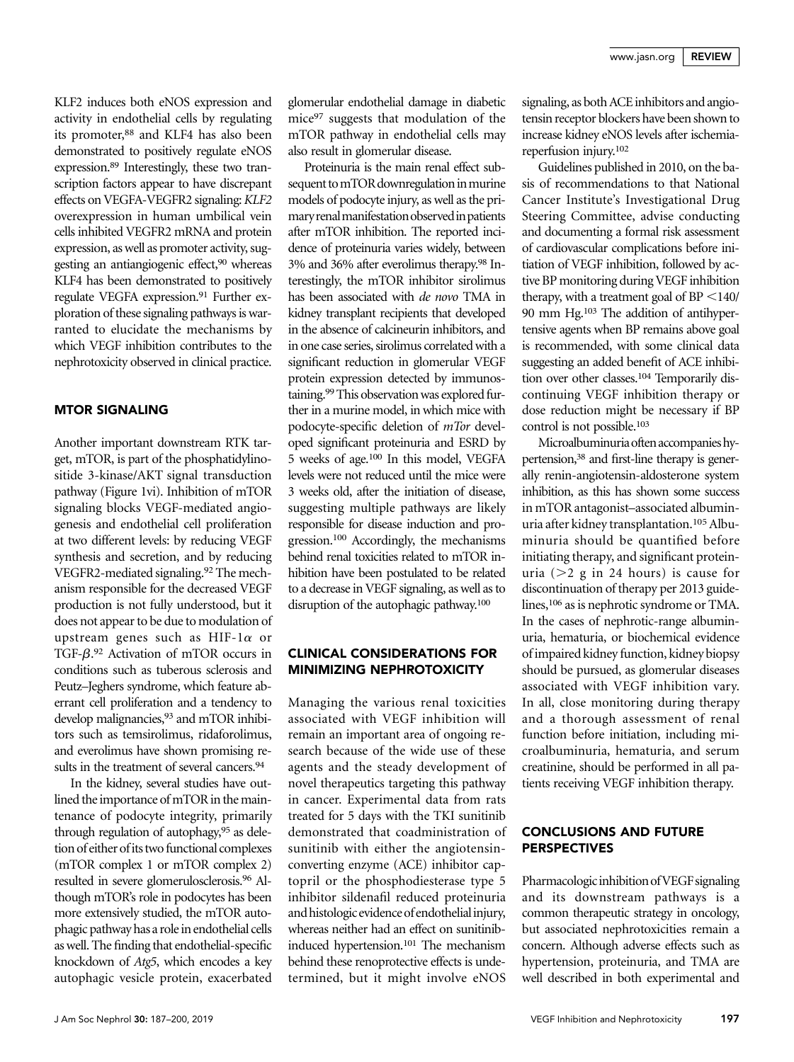KLF2 induces both eNOS expression and activity in endothelial cells by regulating its promoter,[88] and KLF4 has also been demonstrated to positively regulate eNOS expression.[89] Interestingly, these two transcription factors appear to have discrepant effects on VEGFA-VEGFR2 signaling: *KLF2* overexpression in human umbilical vein cells inhibited VEGFR2 mRNA and protein expression, as well as promoter activity, suggesting an antiangiogenic effect,[90] whereas KLF4 has been demonstrated to positively regulate VEGFA expression.[91] Further exploration of these signaling pathways is warranted to elucidate the mechanisms by which VEGF inhibition contributes to the nephrotoxicity observed in clinical practice.

## MTOR SIGNALING

Another important downstream RTK target, mTOR, is part of the phosphatidylinositide 3-kinase/AKT signal transduction pathway (Figure 1vi). Inhibition of mTOR signaling blocks VEGF-mediated angiogenesis and endothelial cell proliferation at two different levels: by reducing VEGF synthesis and secretion, and by reducing VEGFR2-mediated signaling.[92] The mechanism responsible for the decreased VEGF production is not fully understood, but it does not appear to be due to modulation of upstream genes such as HIF-1$\alpha$ or TGF-$\beta$.[92] Activation of mTOR occurs in conditions such as tuberous sclerosis and Peutz–Jeghers syndrome, which feature aberrant cell proliferation and a tendency to develop malignancies,[93] and mTOR inhibitors such as temsirolimus, ridaforolimus, and everolimus have shown promising results in the treatment of several cancers.[94]

In the kidney, several studies have outlined the importance of mTOR in the maintenance of podocyte integrity, primarily through regulation of autophagy,[95] as deletion of either of its two functional complexes (mTOR complex 1 or mTOR complex 2) resulted in severe glomerulosclerosis.[96] Although mTOR's role in podocytes has been more extensively studied, the mTOR autophagic pathway has a role in endothelial cells as well. The finding that endothelial-specific knockdown of *Atg5*, which encodes a key autophagic vesicle protein, exacerbated glomerular endothelial damage in diabetic mice[97] suggests that modulation of the mTOR pathway in endothelial cells may also result in glomerular disease.

Proteinuria is the main renal effect subsequent to mTOR downregulation in murine models of podocyte injury, as well as the primary renal manifestation observed in patients after mTOR inhibition. The reported incidence of proteinuria varies widely, between 3% and 36% after everolimus therapy.[98] Interestingly, the mTOR inhibitor sirolimus has been associated with *de novo* TMA in kidney transplant recipients that developed in the absence of calcineurin inhibitors, and in one case series, sirolimus correlated with a significant reduction in glomerular VEGF protein expression detected by immunostaining.[99] This observation was explored further in a murine model, in which mice with podocyte-specific deletion of *mTor* developed significant proteinuria and ESRD by 5 weeks of age.[100] In this model, VEGFA levels were not reduced until the mice were 3 weeks old, after the initiation of disease, suggesting multiple pathways are likely responsible for disease induction and progression.[100] Accordingly, the mechanisms behind renal toxicities related to mTOR inhibition have been postulated to be related to a decrease in VEGF signaling, as well as to disruption of the autophagic pathway.[100]

## CLINICAL CONSIDERATIONS FOR MINIMIZING NEPHROTOXICITY

Managing the various renal toxicities associated with VEGF inhibition will remain an important area of ongoing research because of the wide use of these agents and the steady development of novel therapeutics targeting this pathway in cancer. Experimental data from rats treated for 5 days with the TKI sunitinib demonstrated that coadministration of sunitinib with either the angiotensin-converting enzyme (ACE) inhibitor captopril or the phosphodiesterase type 5 inhibitor sildenafil reduced proteinuria and histologic evidence of endothelial injury, whereas neither had an effect on sunitinib-induced hypertension.[101] The mechanism behind these renoprotective effects is undetermined, but it might involve eNOS signaling, as both ACE inhibitors and angiotensin receptor blockers have been shown to increase kidney eNOS levels after ischemia-reperfusion injury.[102]

Guidelines published in 2010, on the basis of recommendations to that National Cancer Institute's Investigational Drug Steering Committee, advise conducting and documenting a formal risk assessment of cardiovascular complications before initiation of VEGF inhibition, followed by active BP monitoring during VEGF inhibition therapy, with a treatment goal of BP <140/90 mm Hg.[103] The addition of antihypertensive agents when BP remains above goal is recommended, with some clinical data suggesting an added benefit of ACE inhibition over other classes.[104] Temporarily discontinuing VEGF inhibition therapy or dose reduction might be necessary if BP control is not possible.[103]

Microalbuminuria often accompanies hypertension,[38] and first-line therapy is generally renin-angiotensin-aldosterone system inhibition, as this has shown some success in mTOR antagonist–associated albuminuria after kidney transplantation.[105] Albuminuria should be quantified before initiating therapy, and significant proteinuria (>2 g in 24 hours) is cause for discontinuation of therapy per 2013 guidelines,[106] as is nephrotic syndrome or TMA. In the cases of nephrotic-range albuminuria, hematuria, or biochemical evidence of impaired kidney function, kidney biopsy should be pursued, as glomerular diseases associated with VEGF inhibition vary. In all, close monitoring during therapy and a thorough assessment of renal function before initiation, including microalbuminuria, hematuria, and serum creatinine, should be performed in all patients receiving VEGF inhibition therapy.

## CONCLUSIONS AND FUTURE PERSPECTIVES

Pharmacologic inhibition of VEGF signaling and its downstream pathways is a common therapeutic strategy in oncology, but associated nephrotoxicities remain a concern. Although adverse effects such as hypertension, proteinuria, and TMA are well described in both experimental and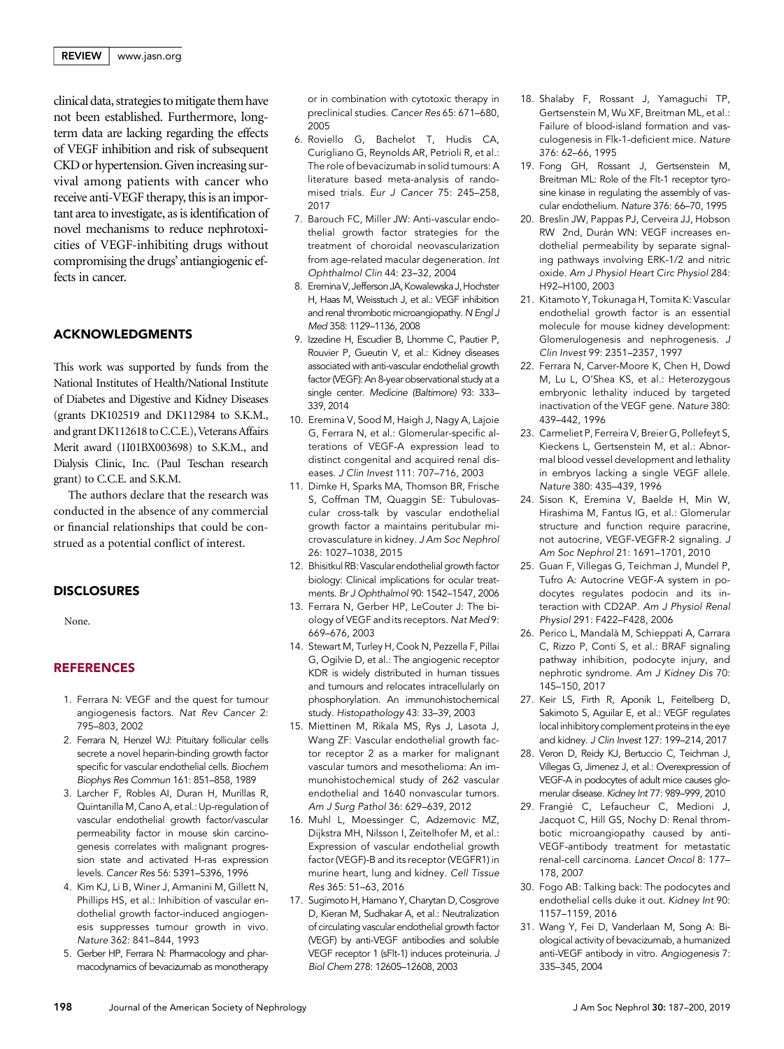clinical data, strategies to mitigate them have not been established. Furthermore, long-term data are lacking regarding the effects of VEGF inhibition and risk of subsequent CKD or hypertension. Given increasing survival among patients with cancer who receive anti-VEGF therapy, this is an important area to investigate, as is identification of novel mechanisms to reduce nephrotoxicities of VEGF-inhibiting drugs without compromising the drugs' antiangiogenic effects in cancer.

## ACKNOWLEDGMENTS

This work was supported by funds from the National Institutes of Health/National Institute of Diabetes and Digestive and Kidney Diseases (grants DK102519 and DK112984 to S.K.M., and grant DK112618 to C.C.E.), Veterans Affairs Merit award (1I01BX003698) to S.K.M., and Dialysis Clinic, Inc. (Paul Teschan research grant) to C.C.E. and S.K.M.

The authors declare that the research was conducted in the absence of any commercial or financial relationships that could be construed as a potential conflict of interest.

## DISCLOSURES

None.

## REFERENCES

1. Ferrara N: VEGF and the quest for tumour angiogenesis factors. *Nat Rev Cancer* 2: 795–803, 2002
2. Ferrara N, Henzel WJ: Pituitary follicular cells secrete a novel heparin-binding growth factor specific for vascular endothelial cells. *Biochem Biophys Res Commun* 161: 851–858, 1989
3. Larcher F, Robles AI, Duran H, Murillas R, Quintanilla M, Cano A, et al.: Up-regulation of vascular endothelial growth factor/vascular permeability factor in mouse skin carcinogenesis correlates with malignant progression state and activated H-ras expression levels. *Cancer Res* 56: 5391–5396, 1996
4. Kim KJ, Li B, Winer J, Armanini M, Gillett N, Phillips HS, et al.: Inhibition of vascular endothelial growth factor-induced angiogenesis suppresses tumour growth in vivo. *Nature* 362: 841–844, 1993
5. Gerber HP, Ferrara N: Pharmacology and pharmacodynamics of bevacizumab as monotherapy or in combination with cytotoxic therapy in preclinical studies. *Cancer Res* 65: 671–680, 2005
6. Roviello G, Bachelot T, Hudis CA, Curigliano G, Reynolds AR, Petrioli R, et al.: The role of bevacizumab in solid tumours: A literature based meta-analysis of randomised trials. *Eur J Cancer* 75: 245–258, 2017
7. Barouch FC, Miller JW: Anti-vascular endothelial growth factor strategies for the treatment of choroidal neovascularization from age-related macular degeneration. *Int Ophthalmol Clin* 44: 23–32, 2004
8. Eremina V, Jefferson JA, Kowalewska J, Hochster H, Haas M, Weisstuch J, et al.: VEGF inhibition and renal thrombotic microangiopathy. *N Engl J Med* 358: 1129–1136, 2008
9. Izzedine H, Escudier B, Lhomme C, Pautier P, Rouvier P, Gueutin V, et al.: Kidney diseases associated with anti-vascular endothelial growth factor (VEGF): An 8-year observational study at a single center. *Medicine (Baltimore)* 93: 333–339, 2014
10. Eremina V, Sood M, Haigh J, Nagy A, Lajoie G, Ferrara N, et al.: Glomerular-specific alterations of VEGF-A expression lead to distinct congenital and acquired renal diseases. *J Clin Invest* 111: 707–716, 2003
11. Dimke H, Sparks MA, Thomson BR, Frische S, Coffman TM, Quaggin SE: Tubulovascular cross-talk by vascular endothelial growth factor a maintains peritubular microvasculature in kidney. *J Am Soc Nephrol* 26: 1027–1038, 2015
12. Bhisitkul RB: Vascular endothelial growth factor biology: Clinical implications for ocular treatments. *Br J Ophthalmol* 90: 1542–1547, 2006
13. Ferrara N, Gerber HP, LeCouter J: The biology of VEGF and its receptors. *Nat Med* 9: 669–676, 2003
14. Stewart M, Turley H, Cook N, Pezzella F, Pillai G, Ogilvie D, et al.: The angiogenic receptor KDR is widely distributed in human tissues and tumours and relocates intracellularly on phosphorylation. An immunohistochemical study. *Histopathology* 43: 33–39, 2003
15. Miettinen M, Rikala MS, Rys J, Lasota J, Wang ZF: Vascular endothelial growth factor receptor 2 as a marker for malignant vascular tumors and mesothelioma: An immunohistochemical study of 262 vascular endothelial and 1640 nonvascular tumors. *Am J Surg Pathol* 36: 629–639, 2012
16. Muhl L, Moessinger C, Adzemovic MZ, Dijkstra MH, Nilsson I, Zeitelhofer M, et al.: Expression of vascular endothelial growth factor (VEGF)-B and its receptor (VEGFR1) in murine heart, lung and kidney. *Cell Tissue Res* 365: 51–63, 2016
17. Sugimoto H, Hamano Y, Charytan D, Cosgrove D, Kieran M, Sudhakar A, et al.: Neutralization of circulating vascular endothelial growth factor (VEGF) by anti-VEGF antibodies and soluble VEGF receptor 1 (sFlt-1) induces proteinuria. *J Biol Chem* 278: 12605–12608, 2003
18. Shalaby F, Rossant J, Yamaguchi TP, Gertsenstein M, Wu XF, Breitman ML, et al.: Failure of blood-island formation and vasculogenesis in Flk-1-deficient mice. *Nature* 376: 62–66, 1995
19. Fong GH, Rossant J, Gertsenstein M, Breitman ML: Role of the Flt-1 receptor tyrosine kinase in regulating the assembly of vascular endothelium. *Nature* 376: 66–70, 1995
20. Breslin JW, Pappas PJ, Cerveira JJ, Hobson RW 2nd, Durán WN: VEGF increases endothelial permeability by separate signaling pathways involving ERK-1/2 and nitric oxide. *Am J Physiol Heart Circ Physiol* 284: H92–H100, 2003
21. Kitamoto Y, Tokunaga H, Tomita K: Vascular endothelial growth factor is an essential molecule for mouse kidney development: Glomerulogenesis and nephrogenesis. *J Clin Invest* 99: 2351–2357, 1997
22. Ferrara N, Carver-Moore K, Chen H, Dowd M, Lu L, O'Shea KS, et al.: Heterozygous embryonic lethality induced by targeted inactivation of the VEGF gene. *Nature* 380: 439–442, 1996
23. Carmeliet P, Ferreira V, Breier G, Pollefeyt S, Kieckens L, Gertsenstein M, et al.: Abnormal blood vessel development and lethality in embryos lacking a single VEGF allele. *Nature* 380: 435–439, 1996
24. Sison K, Eremina V, Baelde H, Min W, Hirashima M, Fantus IG, et al.: Glomerular structure and function require paracrine, not autocrine, VEGF-VEGFR-2 signaling. *J Am Soc Nephrol* 21: 1691–1701, 2010
25. Guan F, Villegas G, Teichman J, Mundel P, Tufro A: Autocrine VEGF-A system in podocytes regulates podocin and its interaction with CD2AP. *Am J Physiol Renal Physiol* 291: F422–F428, 2006
26. Perico L, Mandalà M, Schieppati A, Carrara C, Rizzo P, Conti S, et al.: BRAF signaling pathway inhibition, podocyte injury, and nephrotic syndrome. *Am J Kidney Dis* 70: 145–150, 2017
27. Keir LS, Firth R, Aponik L, Feitelberg D, Sakimoto S, Aguilar E, et al.: VEGF regulates local inhibitory complement proteins in the eye and kidney. *J Clin Invest* 127: 199–214, 2017
28. Veron D, Reidy KJ, Bertuccio C, Teichman J, Villegas G, Jimenez J, et al.: Overexpression of VEGF-A in podocytes of adult mice causes glomerular disease. *Kidney Int* 77: 989–999, 2010
29. Frangié C, Lefaucheur C, Medioni J, Jacquot C, Hill GS, Nochy D: Renal thrombotic microangiopathy caused by anti-VEGF-antibody treatment for metastatic renal-cell carcinoma. *Lancet Oncol* 8: 177–178, 2007
30. Fogo AB: Talking back: The podocytes and endothelial cells duke it out. *Kidney Int* 90: 1157–1159, 2016
31. Wang Y, Fei D, Vanderlaan M, Song A: Biological activity of bevacizumab, a humanized anti-VEGF antibody in vitro. *Angiogenesis* 7: 335–345, 2004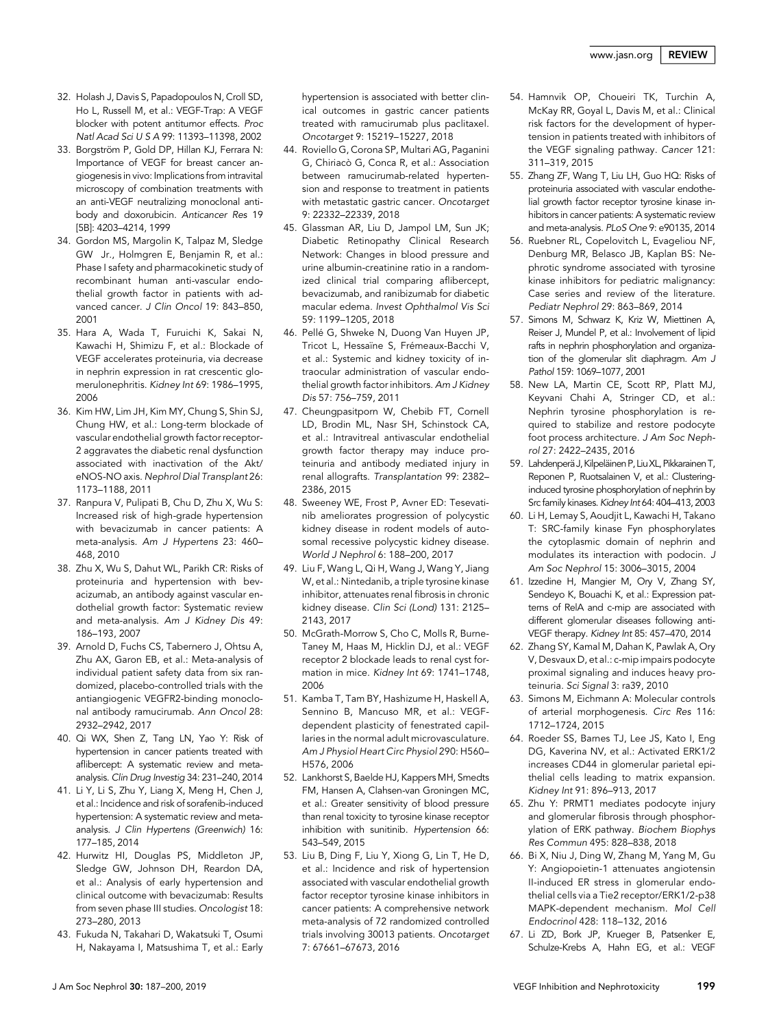32. Holash J, Davis S, Papadopoulos N, Croll SD, Ho L, Russell M, et al.: VEGF-Trap: A VEGF blocker with potent antitumor effects. *Proc Natl Acad Sci U S A* 99: 11393–11398, 2002
33. Borgström P, Gold DP, Hillan KJ, Ferrara N: Importance of VEGF for breast cancer angiogenesis in vivo: Implications from intravital microscopy of combination treatments with an anti-VEGF neutralizing monoclonal antibody and doxorubicin. *Anticancer Res* 19 [5B]: 4203–4214, 1999
34. Gordon MS, Margolin K, Talpaz M, Sledge GW Jr., Holmgren E, Benjamin R, et al.: Phase I safety and pharmacokinetic study of recombinant human anti-vascular endothelial growth factor in patients with advanced cancer. *J Clin Oncol* 19: 843–850, 2001
35. Hara A, Wada T, Furuichi K, Sakai N, Kawachi H, Shimizu F, et al.: Blockade of VEGF accelerates proteinuria, via decrease in nephrin expression in rat crescentic glomerulonephritis. *Kidney Int* 69: 1986–1995, 2006
36. Kim HW, Lim JH, Kim MY, Chung S, Shin SJ, Chung HW, et al.: Long-term blockade of vascular endothelial growth factor receptor-2 aggravates the diabetic renal dysfunction associated with inactivation of the Akt/eNOS-NO axis. *Nephrol Dial Transplant* 26: 1173–1188, 2011
37. Ranpura V, Pulipati B, Chu D, Zhu X, Wu S: Increased risk of high-grade hypertension with bevacizumab in cancer patients: A meta-analysis. *Am J Hypertens* 23: 460–468, 2010
38. Zhu X, Wu S, Dahut WL, Parikh CR: Risks of proteinuria and hypertension with bevacizumab, an antibody against vascular endothelial growth factor: Systematic review and meta-analysis. *Am J Kidney Dis* 49: 186–193, 2007
39. Arnold D, Fuchs CS, Tabernero J, Ohtsu A, Zhu AX, Garon EB, et al.: Meta-analysis of individual patient safety data from six randomized, placebo-controlled trials with the antiangiogenic VEGFR2-binding monoclonal antibody ramucirumab. *Ann Oncol* 28: 2932–2942, 2017
40. Qi WX, Shen Z, Tang LN, Yao Y: Risk of hypertension in cancer patients treated with aflibercept: A systematic review and meta-analysis. *Clin Drug Investig* 34: 231–240, 2014
41. Li Y, Li S, Zhu Y, Liang X, Meng H, Chen J, et al.: Incidence and risk of sorafenib-induced hypertension: A systematic review and meta-analysis. *J Clin Hypertens (Greenwich)* 16: 177–185, 2014
42. Hurwitz HI, Douglas PS, Middleton JP, Sledge GW, Johnson DH, Reardon DA, et al.: Analysis of early hypertension and clinical outcome with bevacizumab: Results from seven phase III studies. *Oncologist* 18: 273–280, 2013
43. Fukuda N, Takahari D, Wakatsuki T, Osumi H, Nakayama I, Matsushima T, et al.: Early hypertension is associated with better clinical outcomes in gastric cancer patients treated with ramucirumab plus paclitaxel. *Oncotarget* 9: 15219–15227, 2018
44. Roviello G, Corona SP, Multari AG, Paganini G, Chiriacò G, Conca R, et al.: Association between ramucirumab-related hypertension and response to treatment in patients with metastatic gastric cancer. *Oncotarget* 9: 22332–22339, 2018
45. Glassman AR, Liu D, Jampol LM, Sun JK; Diabetic Retinopathy Clinical Research Network: Changes in blood pressure and urine albumin-creatinine ratio in a randomized clinical trial comparing aflibercept, bevacizumab, and ranibizumab for diabetic macular edema. *Invest Ophthalmol Vis Sci* 59: 1199–1205, 2018
46. Pellé G, Shweke N, Duong Van Huyen JP, Tricot L, Hessaïne S, Frémeaux-Bacchi V, et al.: Systemic and kidney toxicity of intraocular administration of vascular endothelial growth factor inhibitors. *Am J Kidney Dis* 57: 756–759, 2011
47. Cheungpasitporn W, Chebib FT, Cornell LD, Brodin ML, Nasr SH, Schinstock CA, et al.: Intravitreal antivascular endothelial growth factor therapy may induce proteinuria and antibody mediated injury in renal allografts. *Transplantation* 99: 2382–2386, 2015
48. Sweeney WE, Frost P, Avner ED: Tesevatinib ameliorates progression of polycystic kidney disease in rodent models of autosomal recessive polycystic kidney disease. *World J Nephrol* 6: 188–200, 2017
49. Liu F, Wang L, Qi H, Wang J, Wang Y, Jiang W, et al.: Nintedanib, a triple tyrosine kinase inhibitor, attenuates renal fibrosis in chronic kidney disease. *Clin Sci (Lond)* 131: 2125–2143, 2017
50. McGrath-Morrow S, Cho C, Molls R, Burne-Taney M, Haas M, Hicklin DJ, et al.: VEGF receptor 2 blockade leads to renal cyst formation in mice. *Kidney Int* 69: 1741–1748, 2006
51. Kamba T, Tam BY, Hashizume H, Haskell A, Sennino B, Mancuso MR, et al.: VEGF-dependent plasticity of fenestrated capillaries in the normal adult microvasculature. *Am J Physiol Heart Circ Physiol* 290: H560–H576, 2006
52. Lankhorst S, Baelde HJ, Kappers MH, Smedts FM, Hansen A, Clahsen-van Groningen MC, et al.: Greater sensitivity of blood pressure than renal toxicity to tyrosine kinase receptor inhibition with sunitinib. *Hypertension* 66: 543–549, 2015
53. Liu B, Ding F, Liu Y, Xiong G, Lin T, He D, et al.: Incidence and risk of hypertension associated with vascular endothelial growth factor receptor tyrosine kinase inhibitors in cancer patients: A comprehensive network meta-analysis of 72 randomized controlled trials involving 30013 patients. *Oncotarget* 7: 67661–67673, 2016
54. Hamnvik OP, Choueiri TK, Turchin A, McKay RR, Goyal L, Davis M, et al.: Clinical risk factors for the development of hypertension in patients treated with inhibitors of the VEGF signaling pathway. *Cancer* 121: 311–319, 2015
55. Zhang ZF, Wang T, Liu LH, Guo HQ: Risks of proteinuria associated with vascular endothelial growth factor receptor tyrosine kinase inhibitors in cancer patients: A systematic review and meta-analysis. *PLoS One* 9: e90135, 2014
56. Ruebner RL, Copelovitch L, Evageliou NF, Denburg MR, Belasco JB, Kaplan BS: Nephrotic syndrome associated with tyrosine kinase inhibitors for pediatric malignancy: Case series and review of the literature. *Pediatr Nephrol* 29: 863–869, 2014
57. Simons M, Schwarz K, Kriz W, Miettinen A, Reiser J, Mundel P, et al.: Involvement of lipid rafts in nephrin phosphorylation and organization of the glomerular slit diaphragm. *Am J Pathol* 159: 1069–1077, 2001
58. New LA, Martin CE, Scott RP, Platt MJ, Keyvani Chahi A, Stringer CD, et al.: Nephrin tyrosine phosphorylation is required to stabilize and restore podocyte foot process architecture. *J Am Soc Nephrol* 27: 2422–2435, 2016
59. Lahdenperä J, Kilpeläinen P, Liu XL, Pikkarainen T, Reponen P, Ruotsalainen V, et al.: Clustering-induced tyrosine phosphorylation of nephrin by Src family kinases. *Kidney Int* 64: 404–413, 2003
60. Li H, Lemay S, Aoudjit L, Kawachi H, Takano T: SRC-family kinase Fyn phosphorylates the cytoplasmic domain of nephrin and modulates its interaction with podocin. *J Am Soc Nephrol* 15: 3006–3015, 2004
61. Izzedine H, Mangier M, Ory V, Zhang SY, Sendeyo K, Bouachi K, et al.: Expression patterns of RelA and c-mip are associated with different glomerular diseases following anti-VEGF therapy. *Kidney Int* 85: 457–470, 2014
62. Zhang SY, Kamal M, Dahan K, Pawlak A, Ory V, Desvaux D, et al.: c-mip impairs podocyte proximal signaling and induces heavy proteinuria. *Sci Signal* 3: ra39, 2010
63. Simons M, Eichmann A: Molecular controls of arterial morphogenesis. *Circ Res* 116: 1712–1724, 2015
64. Roeder SS, Barnes TJ, Lee JS, Kato I, Eng DG, Kaverina NV, et al.: Activated ERK1/2 increases CD44 in glomerular parietal epithelial cells leading to matrix expansion. *Kidney Int* 91: 896–913, 2017
65. Zhu Y: PRMT1 mediates podocyte injury and glomerular fibrosis through phosphorylation of ERK pathway. *Biochem Biophys Res Commun* 495: 828–838, 2018
66. Bi X, Niu J, Ding W, Zhang M, Yang M, Gu Y: Angiopoietin-1 attenuates angiotensin II-induced ER stress in glomerular endothelial cells via a Tie2 receptor/ERK1/2-p38 MAPK-dependent mechanism. *Mol Cell Endocrinol* 428: 118–132, 2016
67. Li ZD, Bork JP, Krueger B, Patsenker E, Schulze-Krebs A, Hahn EG, et al.: VEGF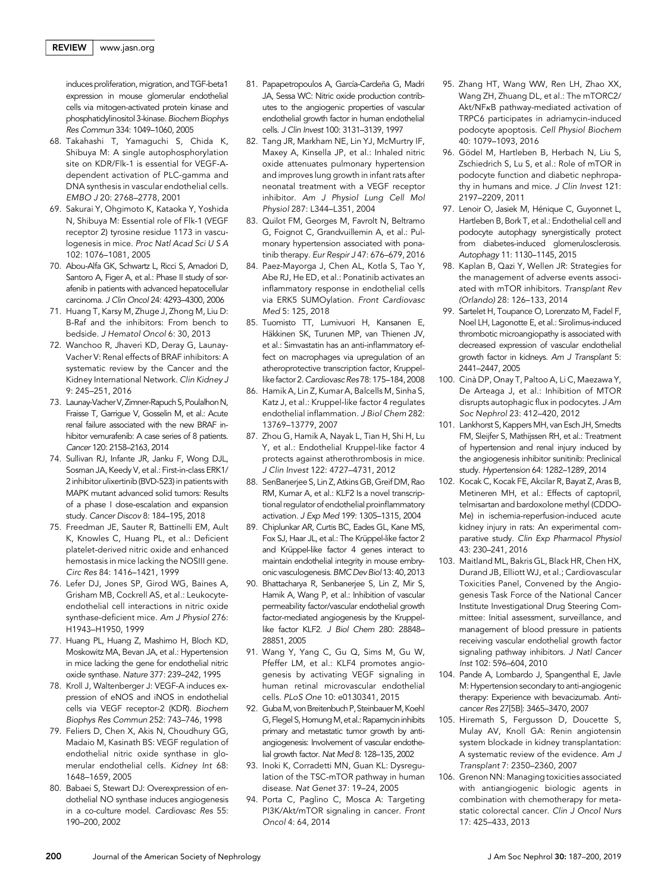induces proliferation, migration, and TGF-beta1 expression in mouse glomerular endothelial cells via mitogen-activated protein kinase and phosphatidylinositol 3-kinase. *Biochem Biophys Res Commun* 334: 1049–1060, 2005

68. Takahashi T, Yamaguchi S, Chida K, Shibuya M: A single autophosphorylation site on KDR/Flk-1 is essential for VEGF-A-dependent activation of PLC-gamma and DNA synthesis in vascular endothelial cells. *EMBO J* 20: 2768–2778, 2001
69. Sakurai Y, Ohgimoto K, Kataoka Y, Yoshida N, Shibuya M: Essential role of Flk-1 (VEGF receptor 2) tyrosine residue 1173 in vasculogenesis in mice. *Proc Natl Acad Sci U S A* 102: 1076–1081, 2005
70. Abou-Alfa GK, Schwartz L, Ricci S, Amadori D, Santoro A, Figer A, et al.: Phase II study of sorafenib in patients with advanced hepatocellular carcinoma. *J Clin Oncol* 24: 4293–4300, 2006
71. Huang T, Karsy M, Zhuge J, Zhong M, Liu D: B-Raf and the inhibitors: From bench to bedside. *J Hematol Oncol* 6: 30, 2013
72. Wanchoo R, Jhaveri KD, Deray G, Launay-Vacher V: Renal effects of BRAF inhibitors: A systematic review by the Cancer and the Kidney International Network. *Clin Kidney J* 9: 245–251, 2016
73. Launay-Vacher V, Zimner-Rapuch S, Poulalhon N, Fraisse T, Garrigue V, Gosselin M, et al.: Acute renal failure associated with the new BRAF inhibitor vemurafenib: A case series of 8 patients. *Cancer* 120: 2158–2163, 2014
74. Sullivan RJ, Infante JR, Janku F, Wong DJL, Sosman JA, Keedy V, et al.: First-in-class ERK1/2 inhibitor ulixertinib (BVD-523) in patients with MAPK mutant advanced solid tumors: Results of a phase I dose-escalation and expansion study. *Cancer Discov* 8: 184–195, 2018
75. Freedman JE, Sauter R, Battinelli EM, Ault K, Knowles C, Huang PL, et al.: Deficient platelet-derived nitric oxide and enhanced hemostasis in mice lacking the NOSIII gene. *Circ Res* 84: 1416–1421, 1999
76. Lefer DJ, Jones SP, Girod WG, Baines A, Grisham MB, Cockrell AS, et al.: Leukocyte-endothelial cell interactions in nitric oxide synthase-deficient mice. *Am J Physiol* 276: H1943–H1950, 1999
77. Huang PL, Huang Z, Mashimo H, Bloch KD, Moskowitz MA, Bevan JA, et al.: Hypertension in mice lacking the gene for endothelial nitric oxide synthase. *Nature* 377: 239–242, 1995
78. Kroll J, Waltenberger J: VEGF-A induces expression of eNOS and iNOS in endothelial cells via VEGF receptor-2 (KDR). *Biochem Biophys Res Commun* 252: 743–746, 1998
79. Feliers D, Chen X, Akis N, Choudhury GG, Madaio M, Kasinath BS: VEGF regulation of endothelial nitric oxide synthase in glomerular endothelial cells. *Kidney Int* 68: 1648–1659, 2005
80. Babaei S, Stewart DJ: Overexpression of endothelial NO synthase induces angiogenesis in a co-culture model. *Cardiovasc Res* 55: 190–200, 2002
81. Papapetropoulos A, García-Cardeña G, Madri JA, Sessa WC: Nitric oxide production contributes to the angiogenic properties of vascular endothelial growth factor in human endothelial cells. *J Clin Invest* 100: 3131–3139, 1997
82. Tang JR, Markham NE, Lin YJ, McMurtry IF, Maxey A, Kinsella JP, et al.: Inhaled nitric oxide attenuates pulmonary hypertension and improves lung growth in infant rats after neonatal treatment with a VEGF receptor inhibitor. *Am J Physiol Lung Cell Mol Physiol* 287: L344–L351, 2004
83. Quilot FM, Georges M, Favrolt N, Beltramo G, Foignot C, Grandvuillemin A, et al.: Pulmonary hypertension associated with ponatinib therapy. *Eur Respir J* 47: 676–679, 2016
84. Paez-Mayorga J, Chen AL, Kotla S, Tao Y, Abe RJ, He ED, et al.: Ponatinib activates an inflammatory response in endothelial cells via ERK5 SUMOylation. *Front Cardiovasc Med* 5: 125, 2018
85. Tuomisto TT, Lumivuori H, Kansanen E, Häkkinen SK, Turunen MP, van Thienen JV, et al.: Simvastatin has an anti-inflammatory effect on macrophages via upregulation of an atheroprotective transcription factor, Kruppel-like factor 2. *Cardiovasc Res* 78: 175–184, 2008
86. Hamik A, Lin Z, Kumar A, Balcells M, Sinha S, Katz J, et al.: Kruppel-like factor 4 regulates endothelial inflammation. *J Biol Chem* 282: 13769–13779, 2007
87. Zhou G, Hamik A, Nayak L, Tian H, Shi H, Lu Y, et al.: Endothelial Kruppel-like factor 4 protects against atherothrombosis in mice. *J Clin Invest* 122: 4727–4731, 2012
88. SenBanerjee S, Lin Z, Atkins GB, Greif DM, Rao RM, Kumar A, et al.: KLF2 Is a novel transcriptional regulator of endothelial proinflammatory activation. *J Exp Med* 199: 1305–1315, 2004
89. Chiplunkar AR, Curtis BC, Eades GL, Kane MS, Fox SJ, Haar JL, et al.: The Krüppel-like factor 2 and Krüppel-like factor 4 genes interact to maintain endothelial integrity in mouse embryonic vasculogenesis. *BMC Dev Biol* 13: 40, 2013
90. Bhattacharya R, Senbanerjee S, Lin Z, Mir S, Hamik A, Wang P, et al.: Inhibition of vascular permeability factor/vascular endothelial growth factor-mediated angiogenesis by the Kruppel-like factor KLF2. *J Biol Chem* 280: 28848–28851, 2005
91. Wang Y, Yang C, Gu Q, Sims M, Gu W, Pfeffer LM, et al.: KLF4 promotes angiogenesis by activating VEGF signaling in human retinal microvascular endothelial cells. *PLoS One* 10: e0130341, 2015
92. Guba M, von Breitenbuch P, Steinbauer M, Koehl G, Flegel S, Hornung M, et al.: Rapamycin inhibits primary and metastatic tumor growth by antiangiogenesis: Involvement of vascular endothelial growth factor. *Nat Med* 8: 128–135, 2002
93. Inoki K, Corradetti MN, Guan KL: Dysregulation of the TSC-mTOR pathway in human disease. *Nat Genet* 37: 19–24, 2005
94. Porta C, Paglino C, Mosca A: Targeting PI3K/Akt/mTOR signaling in cancer. *Front Oncol* 4: 64, 2014
95. Zhang HT, Wang WW, Ren LH, Zhao XX, Wang ZH, Zhuang DL, et al.: The mTORC2/Akt/NFκB pathway-mediated activation of TRPC6 participates in adriamycin-induced podocyte apoptosis. *Cell Physiol Biochem* 40: 1079–1093, 2016
96. Gödel M, Hartleben B, Herbach N, Liu S, Zschiedrich S, Lu S, et al.: Role of mTOR in podocyte function and diabetic nephropathy in humans and mice. *J Clin Invest* 121: 2197–2209, 2011
97. Lenoir O, Jasiek M, Hénique C, Guyonnet L, Hartleben B, Bork T, et al.: Endothelial cell and podocyte autophagy synergistically protect from diabetes-induced glomerulosclerosis. *Autophagy* 11: 1130–1145, 2015
98. Kaplan B, Qazi Y, Wellen JR: Strategies for the management of adverse events associated with mTOR inhibitors. *Transplant Rev (Orlando)* 28: 126–133, 2014
99. Sartelet H, Toupance O, Lorenzato M, Fadel F, Noel LH, Lagonotte E, et al.: Sirolimus-induced thrombotic microangiopathy is associated with decreased expression of vascular endothelial growth factor in kidneys. *Am J Transplant* 5: 2441–2447, 2005
100. Cinà DP, Onay T, Paltoo A, Li C, Maezawa Y, De Arteaga J, et al.: Inhibition of MTOR disrupts autophagic flux in podocytes. *J Am Soc Nephrol* 23: 412–420, 2012
101. Lankhorst S, Kappers MH, van Esch JH, Smedts FM, Sleijfer S, Mathijssen RH, et al.: Treatment of hypertension and renal injury induced by the angiogenesis inhibitor sunitinib: Preclinical study. *Hypertension* 64: 1282–1289, 2014
102. Kocak C, Kocak FE, Akcilar R, Bayat Z, Aras B, Metineren MH, et al.: Effects of captopril, telmisartan and bardoxolone methyl (CDDO-Me) in ischemia-reperfusion-induced acute kidney injury in rats: An experimental comparative study. *Clin Exp Pharmacol Physiol* 43: 230–241, 2016
103. Maitland ML, Bakris GL, Black HR, Chen HX, Durand JB, Elliott WJ, et al.; Cardiovascular Toxicities Panel, Convened by the Angiogenesis Task Force of the National Cancer Institute Investigational Drug Steering Committee: Initial assessment, surveillance, and management of blood pressure in patients receiving vascular endothelial growth factor signaling pathway inhibitors. *J Natl Cancer Inst* 102: 596–604, 2010
104. Pande A, Lombardo J, Spangenthal E, Javle M: Hypertension secondary to anti-angiogenic therapy: Experience with bevacizumab. *Anticancer Res* 27[5B]: 3465–3470, 2007
105. Hiremath S, Fergusson D, Doucette S, Mulay AV, Knoll GA: Renin angiotensin system blockade in kidney transplantation: A systematic review of the evidence. *Am J Transplant* 7: 2350–2360, 2007
106. Grenon NN: Managing toxicities associated with antiangiogenic biologic agents in combination with chemotherapy for metastatic colorectal cancer. *Clin J Oncol Nurs* 17: 425–433, 2013